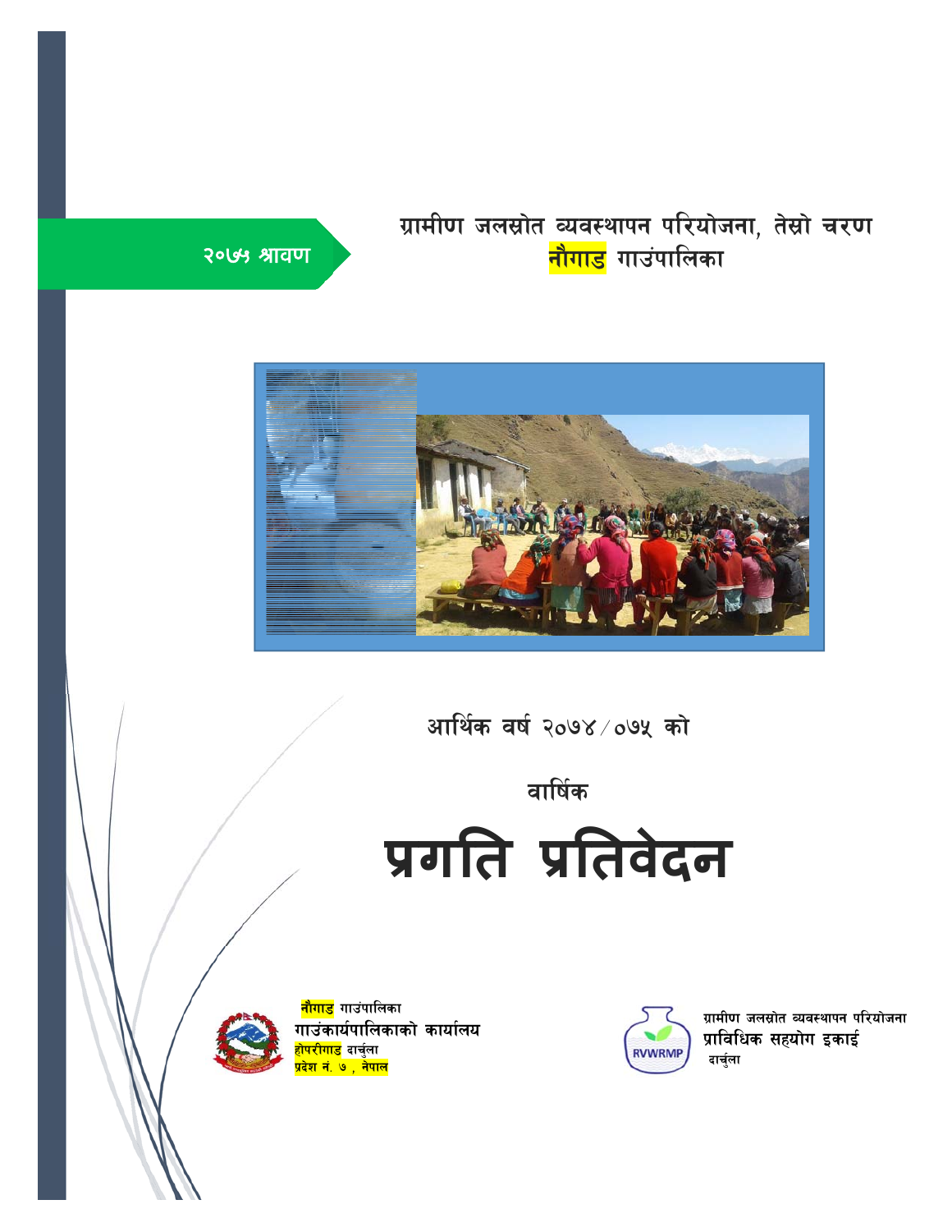२०७५ श्रावण

ग्रामीण जलस्रोत व्यवस्थापन परियोजना, तेस्रो चरण

नौगाड गाउंपालिका

आर्थिक वर्ष २०७४/०७५ को

वार्षिक

# प्रगति प्रतिवेदन

नौगाड गाउंपालिका
गाउंकार्यपालिकाको कार्यालय
होपरीगाड दार्चुला
प्रदेश नं. ७ , नेपाल

ग्रामीण जलस्रोत व्यवस्थापन परियोजना
प्राविधिक सहयोग इकाई
दार्चुला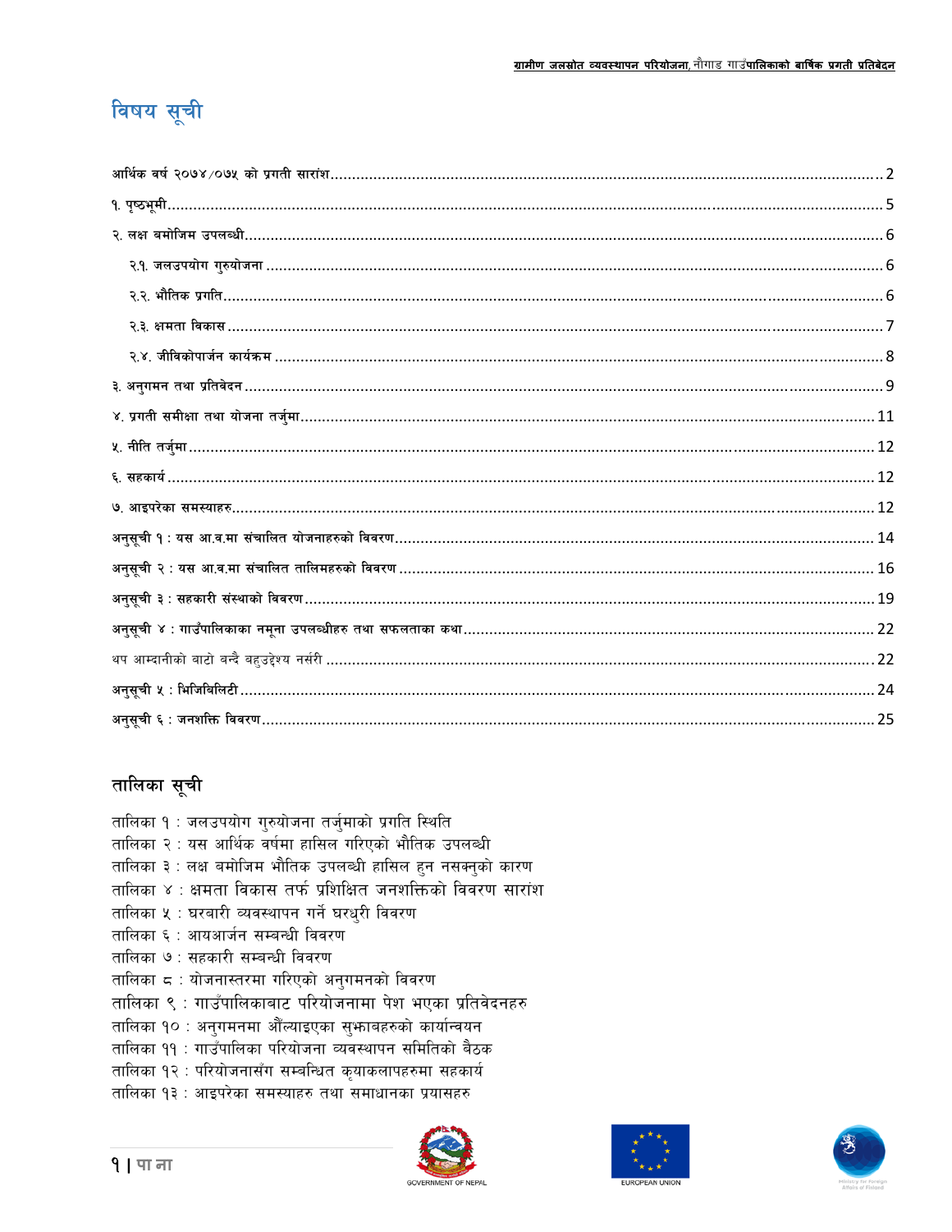# विषय सूची

आर्थिक वर्ष २०७४/०७५ को प्रगती सारांश....2

१. पृष्ठभूमी....5

२. लक्ष बमोजिम उपलब्धी....6

- २.१. जलउपयोग गुरुयोजना....6
- २.२. भौतिक प्रगति....6
- २.३. क्षमता विकास....7
- २.४. जीविकोपार्जन कार्यक्रम....8

३. अनुगमन तथा प्रतिवेदन....9

४. प्रगती समीक्षा तथा योजना तर्जुमा....11

५. नीति तर्जुमा....12

६. सहकार्य....12

७. आइपरेका समस्याहरु....12

अनुसूची १ : यस आ.व.मा संचालित योजनाहरुको विवरण....14

अनुसूची २ : यस आ.व.मा संचालित तालिमहरुको विवरण....16

अनुसूची ३ : सहकारी संस्थाको विवरण....19

अनुसूची ४ : गाउँपालिकाका नमूना उपलब्धीहरु तथा सफलताका कथा....22

थप आम्दानीको बाटो बन्दै बहुउद्देश्य नर्सरी....22

अनुसूची ५ : भिजिबिलिटी....24

अनुसूची ६ : जनशक्ति विवरण....25

## तालिका सूची

तालिका १ : जलउपयोग गुरुयोजना तर्जुमाको प्रगति स्थिति
तालिका २ : यस आर्थिक वर्षमा हासिल गरिएको भौतिक उपलब्धी
तालिका ३ : लक्ष बमोजिम भौतिक उपलब्धी हासिल हुन नसक्नुको कारण
तालिका ४ : क्षमता विकास तर्फ प्रशिक्षित जनशक्तिको विवरण सारांश
तालिका ५ : घरबारी व्यवस्थापन गर्ने घरधुरी विवरण
तालिका ६ : आयआर्जन सम्बन्धी विवरण
तालिका ७ : सहकारी सम्बन्धी विवरण
तालिका ८ : योजनास्तरमा गरिएको अनुगमनको विवरण
तालिका ९ : गाउँपालिकाबाट परियोजनामा पेश भएका प्रतिवेदनहरु
तालिका १० : अनुगमनमा औँल्याइएका सुझाबहरुको कार्यान्वयन
तालिका ११ : गाउँपालिका परियोजना व्यवस्थापन समितिको बैठक
तालिका १२ : परियोजनासँग सम्बन्धित कृयाकलापहरुमा सहकार्य
तालिका १३ : आइपरेका समस्याहरु तथा समाधानका प्रयासहरु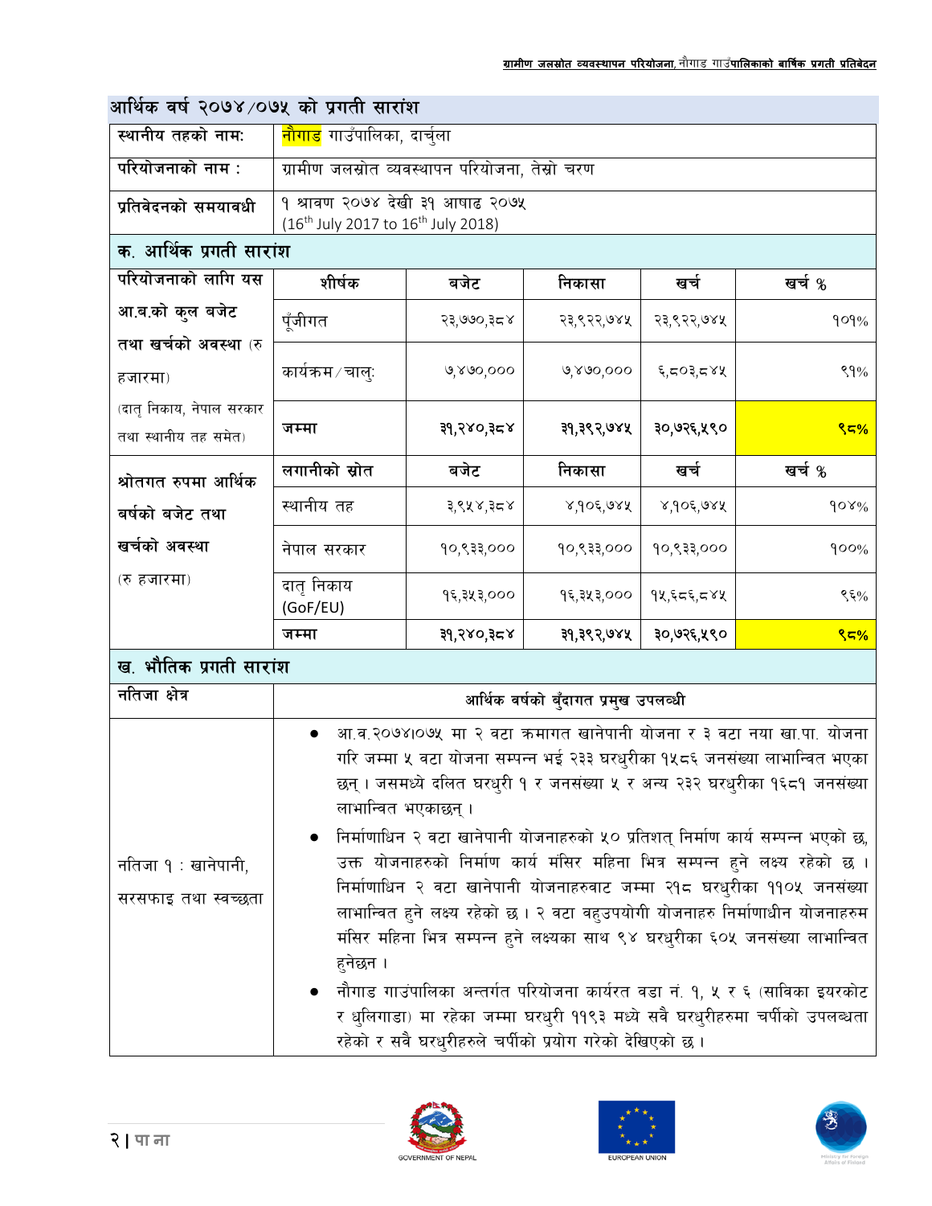## आर्थिक वर्ष २०७४/०७५ को प्रगती सारांश

| | |
|---|---|
| **स्थानीय तहको नाम:** | नौगाड गाउँपालिका, दार्चुला |
| **परियोजनाको नाम :** | ग्रामीण जलस्रोत व्यवस्थापन परियोजना, तेस्रो चरण |
| **प्रतिवेदनको समयावधी** | १ श्रावण २०७४ देखी ३१ आषाढ २०७५ (16th July 2017 to 16th July 2018) |

### क. आर्थिक प्रगती सारांश

| | शीर्षक | बजेट | निकासा | खर्च | खर्च % |
|---|---|---|---|---|---|
| **परियोजनाको लागि यस आ.ब.को कुल बजेट तथा खर्चको अवस्था** (रु हजारमा) (दातृ निकाय, नेपाल सरकार तथा स्थानीय तह समेत) | पूँजीगत | २३,७७०,३८४ | २३,९२२,७४५ | २३,९२२,७४५ | १०१% |
| | कार्यक्रम/चालु | ७,४७०,००० | ७,४७०,००० | ६,८०३,८४५ | ९१% |
| | **जम्मा** | **३१,२४०,३८४** | **३१,३९२,७४५** | **३०,७२६,५९०** | **९८%** |
| **श्रोतगत रुपमा आर्थिक बर्षको बजेट तथा खर्चको अवस्था** (रु हजारमा) | **लगानीको स्रोत** | **बजेट** | **निकासा** | **खर्च** | **खर्च %** |
| | स्थानीय तह | ३,९५४,३८४ | ४,१०६,७४५ | ४,१०६,७४५ | १०४% |
| | नेपाल सरकार | १०,९३३,००० | १०,९३३,००० | १०,९३३,००० | १००% |
| | दातृ निकाय (GoF/EU) | १६,३५३,००० | १६,३५३,००० | १५,६८६,८४५ | ९६% |
| | **जम्मा** | **३१,२४०,३८४** | **३१,३९२,७४५** | **३०,७२६,५९०** | **९८%** |

### ख. भौतिक प्रगती सारांश

| **नतिजा क्षेत्र** | **आर्थिक वर्षको बुँदागत प्रमुख उपलव्धी** |
|---|---|
| नतिजा १ : खानेपानी, सरसफाइ तथा स्वच्छता | • आ.व.२०७४।०७५ मा २ वटा क्रमागत खानेपानी योजना र ३ वटा नया खा.पा. योजना गरि जम्मा ५ वटा योजना सम्पन्न भई २३३ घरधुरीका १५८६ जनसंख्या लाभान्वित भएका छन् । जसमध्ये दलित घरधुरी १ र जनसंख्या ५ र अन्य २३२ घरधुरीका १६८१ जनसंख्या लाभान्वित भएकाछन् । <br> • निर्माणाधिन २ वटा खानेपानी योजनाहरुको ५० प्रतिशत् निर्माण कार्य सम्पन्न भएको छ, उक्त योजनाहरुको निर्माण कार्य मंसिर महिना भित्र सम्पन्न हुने लक्ष्य रहेको छ । निर्माणाधिन २ वटा खानेपानी योजनाहरुवाट जम्मा २१८ घरधुरीका ११०५ जनसंख्या लाभान्वित हुने लक्ष्य रहेको छ । २ वटा वहुउपयोगी योजनाहरु निर्माणाधीन योजनाहरुम मंसिर महिना भित्र सम्पन्न हुने लक्ष्यका साथ ९४ घरधुरीका ६०५ जनसंख्या लाभान्वित हुनेछन । <br> • नौगाड गाउंपालिका अन्तर्गत परियोजना कार्यरत वडा नं. १, ५ र ६ (साविका इयरकोट र धुलिगाडा) मा रहेका जम्मा घरधुरी ११९३ मध्ये सवै घरधुरीहरुमा चर्पीको उपलब्धता रहेको र सवै घरधुरीहरुले चर्पीको प्रयोग गरेको देखिएको छ । |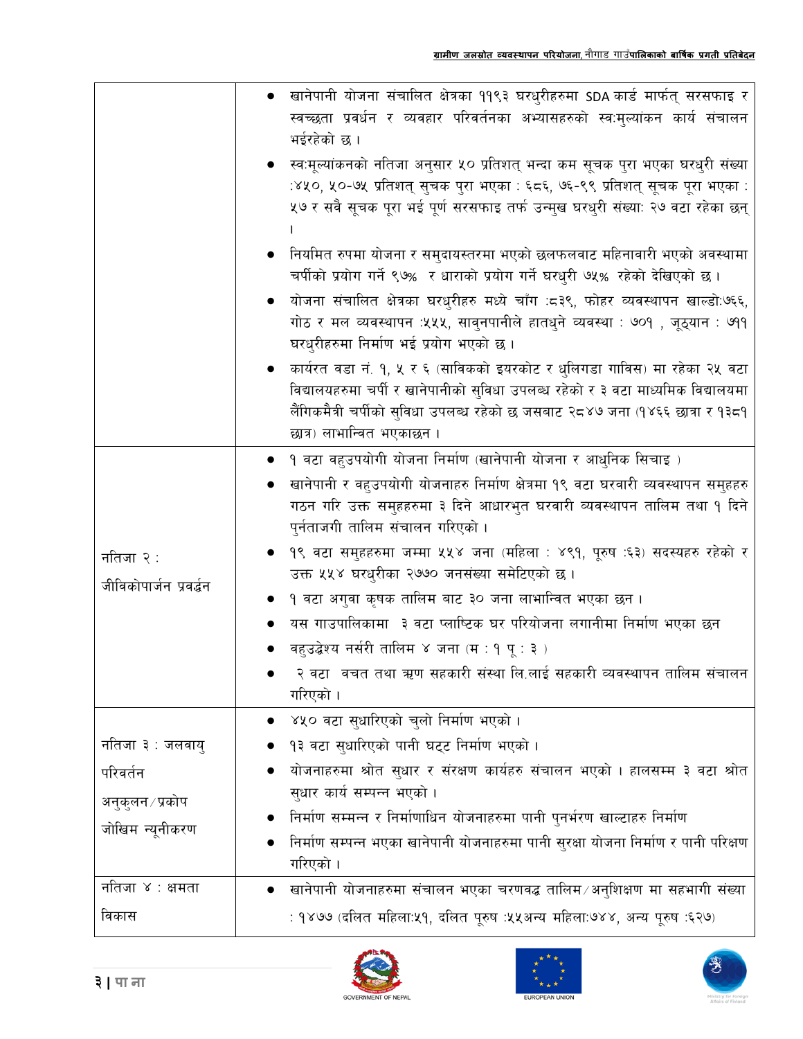| | |
|---|---|
| | • खानेपानी योजना संचालित क्षेत्रका ११९३ घरधुरीहरुमा SDA कार्ड मार्फत् सरसफाइ र स्वच्छता प्रवर्धन र व्यवहार परिवर्तनका अभ्यासहरुको स्वःमुल्यांकन कार्य संचालन भईरहेको छ । <br> • स्वःमूल्यांकनको नतिजा अनुसार ५० प्रतिशत् भन्दा कम सूचक पुरा भएका घरधुरी संख्या :४५०, ५०-७५ प्रतिशत् सुचक पुरा भएका : ६८६, ७६-९९ प्रतिशत् सूचक पूरा भएका : ५७ र सवै सूचक पूरा भई पूर्ण सरसफाइ तर्फ उन्मुख घरधुरी संख्याः २७ वटा रहेका छन् । <br> • नियमित रुपमा योजना र समुदायस्तरमा भएको छलफलवाट महिनावारी भएको अवस्थामा चर्पीको प्रयोग गर्ने ९७% र धाराको प्रयोग गर्ने घरधुरी ७५% रहेको देखिएको छ । <br> • योजना संचालित क्षेत्रका घरधुरीहरु मध्ये चाँग :८३९, फोहर व्यवस्थापन खाल्डोः७६६, गोठ र मल व्यवस्थापन :५५५, सावुनपानीले हातधुने व्यवस्था : ७०१ , जूठ्यान : ७११ घरधुरीहरुमा निर्माण भई प्रयोग भएको छ । <br> • कार्यरत वडा नं. १, ५ र ६ (साविकको इयरकोट र धुलिगडा गाविस) मा रहेका २५ वटा विद्यालयहरुमा चर्पी र खानेपानीको सुविधा उपलब्ध रहेको र ३ वटा माध्यमिक विद्यालयमा लैंगिकमैत्री चर्पीको सुविधा उपलब्ध रहेको छ जसबाट २८४७ जना (१४६६ छात्रा र १३८१ छात्र) लाभान्वित भएकाछन । |
| नतिजा २ : जीविकोपार्जन प्रवर्द्धन | • १ वटा वहुउपयोगी योजना निर्माण (खानेपानी योजना र आधुनिक सिचाइ ) <br> • खानेपानी र वहुउपयोगी योजनाहरु निर्माण क्षेत्रमा १९ वटा घरवारी व्यवस्थापन समुहहरु गठन गरि उक्त समुहहरुमा ३ दिने आधारभुत घरवारी व्यवस्थापन तालिम तथा १ दिने पुर्नताजगी तालिम संचालन गरिएको । <br> • १९ वटा समुहहरुमा जम्मा ५५४ जना (महिला : ४९१, पुरुष :६३) सदस्यहरु रहेको र उक्त ५५४ घरधुरीका २७७० जनसंख्या समेटिएको छ । <br> • १ वटा अगुवा कृषक तालिम बाट ३० जना लाभान्वित भएका छन । <br> • यस गाउपालिकामा ३ वटा प्लाष्टिक घर परियोजना लगानीमा निर्माण भएका छन <br> • वहुउद्वेश्य नर्सरी तालिम ४ जना (म : १ पू : ३ ) <br> • २ वटा वचत तथा ऋण सहकारी संस्था लि.लाई सहकारी व्यवस्थापन तालिम संचालन गरिएको । |
| नतिजा ३ : जलवायु परिवर्तन अनुकुलन/प्रकोप जोखिम न्यूनीकरण | • ४५० वटा सुधारिएको चुलो निर्माण भएको । <br> • १३ वटा सुधारिएको पानी घट्ट निर्माण भएको । <br> • योजनाहरुमा श्रोत सुधार र संरक्षण कार्यहरु संचालन भएको । हालसम्म ३ वटा श्रोत सुधार कार्य सम्पन्न भएको । <br> • निर्माण सम्मन्न र निर्माणाधिन योजनाहरुमा पानी पुनर्भरण खाल्टाहरु निर्माण <br> • निर्माण सम्पन्न भएका खानेपानी योजनाहरुमा पानी सुरक्षा योजना निर्माण र पानी परिक्षण गरिएको । |
| नतिजा ४ : क्षमता विकास | • खानेपानी योजनाहरुमा संचालन भएका चरणवद्ध तालिम/अनुशिक्षण मा सहभागी संख्या : १४७७ (दलित महिलाः५१, दलित पूरुष :५५अन्य महिलाः७४४, अन्य पूरुष :६२७) |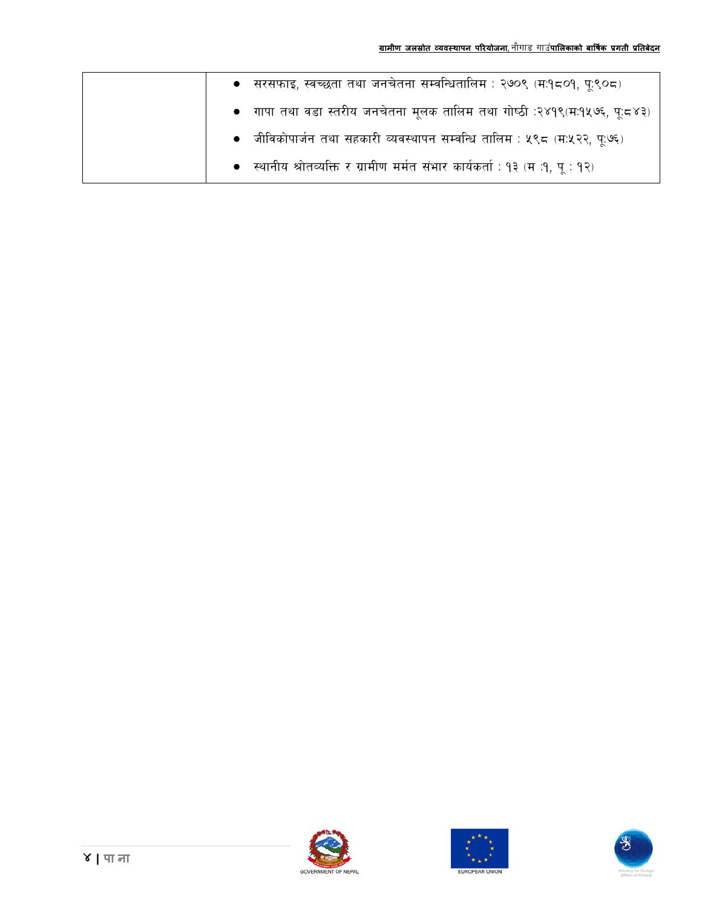|  |  |
| --- | --- |
|  | • सरसफाइ, स्वच्छता तथा जनचेतना सम्वन्धितालिम : २७०९ (म:१८०१, पू:९०८)<br>• गापा तथा वडा स्तरीय जनचेतना मूलक तालिम तथा गोष्ठी :२४१९(म:१५७६, पू:८४३)<br>• जीविकोपार्जन तथा सहकारी व्यवस्थापन सम्वन्धि तालिम : ५९८ (म:५२२, पू:७६)<br>• स्थानीय श्रोतव्यक्ति र ग्रामीण मर्मत संभार कार्यकर्ता : १३ (म :१, पू : १२) |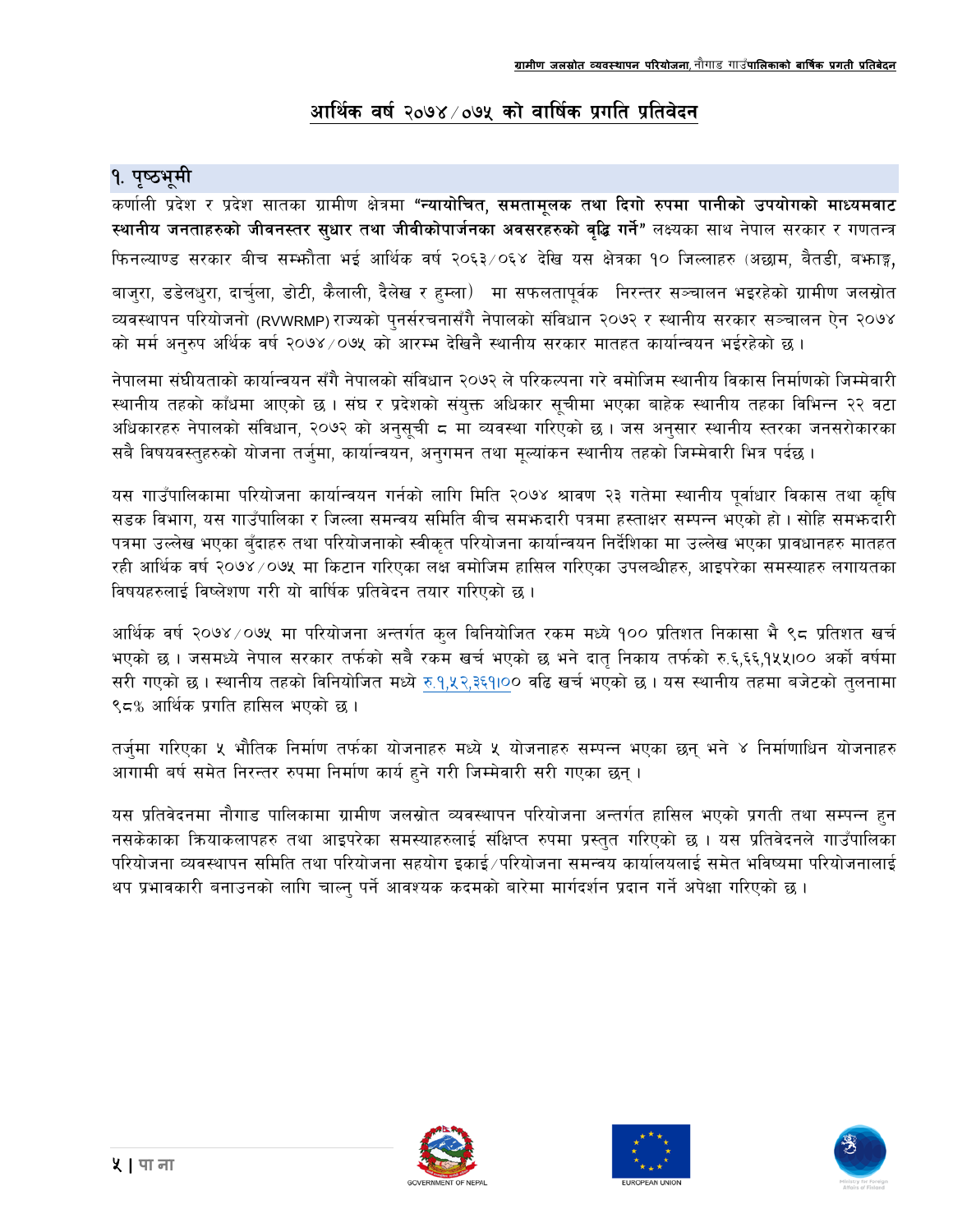# आर्थिक वर्ष २०७४/०७५ को वार्षिक प्रगति प्रतिवेदन

## १. पृष्ठभूमी

कर्णाली प्रदेश र प्रदेश सातका ग्रामीण क्षेत्रमा **"न्यायोचित, समतामूलक तथा दिगो रुपमा पानीको उपयोगको माध्यमवाट स्थानीय जनताहरुको जीवनस्तर सुधार तथा जीवीकोपार्जनका अवसरहरुको वृद्धि गर्ने"** लक्ष्यका साथ नेपाल सरकार र गणतन्त्र फिनल्याण्ड सरकार बीच सम्झौता भई आर्थिक वर्ष २०६३/०६४ देखि यस क्षेत्रका १० जिल्लाहरु (अछाम, बैतडी, बझाङ्ग, बाजुरा, डडेलधुरा, दार्चुला, डोटी, कैलाली, दैलेख र हुम्ला) मा सफलतापूर्वक निरन्तर सञ्चालन भइरहेको ग्रामीण जलस्रोत व्यवस्थापन परियोजनो (RVWRMP) राज्यको पुनर्संरचनासँगै नेपालको संविधान २०७२ र स्थानीय सरकार सञ्चालन ऐन २०७४ को मर्म अनुरुप अर्थिक वर्ष २०७४/०७५ को आरम्भ देखिनै स्थानीय सरकार मातहत कार्यान्वयन भईरहेको छ ।

नेपालमा संघीयताको कार्यान्वयन सँगै नेपालको संविधान २०७२ ले परिकल्पना गरे वमोजिम स्थानीय विकास निर्माणको जिम्मेवारी स्थानीय तहको काँधमा आएको छ । संघ र प्रदेशको संयुक्त अधिकार सूचीमा भएका बाहेक स्थानीय तहका विभिन्न २२ वटा अधिकारहरु नेपालको संविधान, २०७२ को अनुसूची ८ मा व्यवस्था गरिएको छ । जस अनुसार स्थानीय स्तरका जनसरोकारका सबै विषयवस्तुहरुको योजना तर्जुमा, कार्यान्वयन, अनुगमन तथा मूल्यांकन स्थानीय तहको जिम्मेवारी भित्र पर्दछ ।

यस गाउँपालिकामा परियोजना कार्यान्वयन गर्नको लागि मिति २०७४ श्रावण २३ गतेमा स्थानीय पूर्वाधार विकास तथा कृषि सडक विभाग, यस गाउँपालिका र जिल्ला समन्वय समिति बीच समझदारी पत्रमा हस्ताक्षर सम्पन्न भएको हो । सोहि समझदारी पत्रमा उल्लेख भएका बुँदाहरु तथा परियोजनाको स्वीकृत परियोजना कार्यान्वयन निर्देशिका मा उल्लेख भएका प्रावधानहरु मातहत रही आर्थिक वर्ष २०७४/०७५ मा किटान गरिएका लक्ष वमोजिम हासिल गरिएका उपलव्धीहरु, आइपरेका समस्याहरु लगायतका विषयहरुलाई विष्लेशण गरी यो वार्षिक प्रतिवेदन तयार गरिएको छ ।

आर्थिक वर्ष २०७४/०७५ मा परियोजना अन्तर्गत कुल बिनियोजित रकम मध्ये १०० प्रतिशत निकासा भै ९८ प्रतिशत खर्च भएको छ । जसमध्ये नेपाल सरकार तर्फको सबै रकम खर्च भएको छ भने दातृ निकाय तर्फको रु.६,६६,१५५।०० अर्को वर्षमा सरी गएको छ । स्थानीय तहको विनियोजित मध्ये रु.१,५२,३६१।०० वढि खर्च भएको छ । यस स्थानीय तहमा बजेटको तुलनामा ९८% आर्थिक प्रगति हासिल भएको छ ।

तर्जुमा गरिएका ५ भौतिक निर्माण तर्फका योजनाहरु मध्ये ५ योजनाहरु सम्पन्न भएका छन् भने ४ निर्माणाधिन योजनाहरु आगामी बर्ष समेत निरन्तर रुपमा निर्माण कार्य हुने गरी जिम्मेवारी सरी गएका छन् ।

यस प्रतिवेदनमा नौगाड पालिकामा ग्रामीण जलस्रोत व्यवस्थापन परियोजना अन्तर्गत हासिल भएको प्रगती तथा सम्पन्न हुन नसकेकाका क्रियाकलापहरु तथा आइपरेका समस्याहरुलाई संक्षिप्त रुपमा प्रस्तुत गरिएको छ । यस प्रतिवेदनले गाउँपालिका परियोजना व्यवस्थापन समिति तथा परियोजना सहयोग इकाई/परियोजना समन्वय कार्यालयलाई समेत भविष्यमा परियोजनालाई थप प्रभावकारी बनाउनको लागि चाल्नु पर्ने आवश्यक कदमको बारेमा मार्गदर्शन प्रदान गर्ने अपेक्षा गरिएको छ ।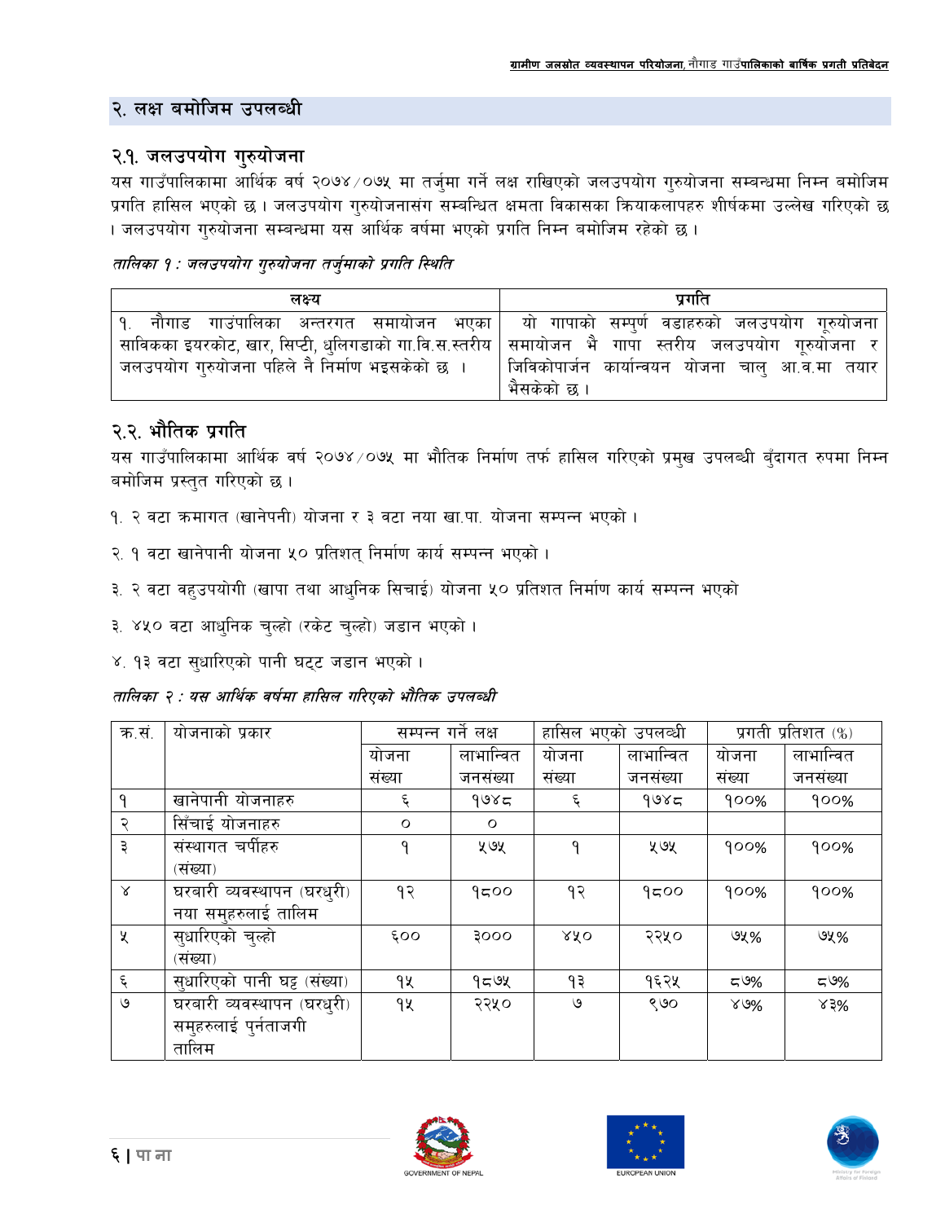## २. लक्ष बमोजिम उपलब्धी

### २.१. जलउपयोग गुरुयोजना

यस गाउँपालिकामा आर्थिक वर्ष २०७४/०७५ मा तर्जुमा गर्ने लक्ष राखिएको जलउपयोग गुरुयोजना सम्बन्धमा निम्न बमोजिम प्रगति हासिल भएको छ । जलउपयोग गुरुयोजनासंग सम्बन्धित क्षमता विकासका क्रियाकलापहरु शीर्षकमा उल्लेख गरिएको छ । जलउपयोग गुरुयोजना सम्बन्धमा यस आर्थिक वर्षमा भएको प्रगति निम्न बमोजिम रहेको छ ।

*तालिका १ : जलउपयोग गुरुयोजना तर्जुमाको प्रगति स्थिति*

| लक्ष्य | प्रगति |
|---|---|
| १. नौगाड गाउंपालिका अन्तरगत समायोजन भएका साविकका इयरकोट, खार, सिप्टी, धुलिगडाको गा.वि.स.स्तरीय जलउपयोग गुरुयोजना पहिले नै निर्माण भइसकेको छ । | यो गापाको सम्पुर्ण वडाहरुको जलउपयोग गुरुयोजना समायोजन भै गापा स्तरीय जलउपयोग गुरुयोजना र जिविकोपार्जन कार्यान्वयन योजना चालु आ.व.मा तयार भैसकेको छ । |

### २.२. भौतिक प्रगति

यस गाउँपालिकामा आर्थिक वर्ष २०७४/०७५ मा भौतिक निर्माण तर्फ हासिल गरिएको प्रमुख उपलब्धी बुँदागत रुपमा निम्न बमोजिम प्रस्तुत गरिएको छ ।

१. २ वटा क्रमागत (खानेपनी) योजना र ३ वटा नया खा.पा. योजना सम्पन्न भएको ।

२. १ वटा खानेपानी योजना ५० प्रतिशत् निर्माण कार्य सम्पन्न भएको ।

३. २ वटा वहुउपयोगी (खापा तथा आधुनिक सिचाई) योजना ५० प्रतिशत निर्माण कार्य सम्पन्न भएको

३. ४५० वटा आधुनिक चुल्हो (रकेट चुल्हो) जडान भएको ।

४. १३ वटा सुधारिएको पानी घट्ट जडान भएको ।

*तालिका २ : यस आर्थिक वर्षमा हासिल गरिएको भौतिक उपलब्धी*

| क्र.सं. | योजनाको प्रकार | सम्पन्न गर्ने लक्ष | | हासिल भएको उपलब्धी | | प्रगती प्रतिशत (%) | |
|---|---|---|---|---|---|---|---|
| | | योजना संख्या | लाभान्वित जनसंख्या | योजना संख्या | लाभान्वित जनसंख्या | योजना संख्या | लाभान्वित जनसंख्या |
| १ | खानेपानी योजनाहरु | ६ | १७४८ | ६ | १७४८ | १००% | १००% |
| २ | सिँचाई योजनाहरु | ० | ० | | | | |
| ३ | संस्थागत चर्पीहरु (संख्या) | १ | ५७५ | १ | ५७५ | १००% | १००% |
| ४ | घरबारी व्यवस्थापन (घरधुरी) नया समुहरुलाई तालिम | १२ | १८०० | १२ | १८०० | १००% | १००% |
| ५ | सुधारिएको चुल्हो (संख्या) | ६०० | ३००० | ४५० | २२५० | ७५% | ७५% |
| ६ | सुधारिएको पानी घट्ट (संख्या) | १५ | १८७५ | १३ | १६२५ | ८७% | ८७% |
| ७ | घरबारी व्यवस्थापन (घरधुरी) समुहरुलाई पुर्नताजगी तालिम | १५ | २२५० | ७ | ९७० | ४७% | ४३% |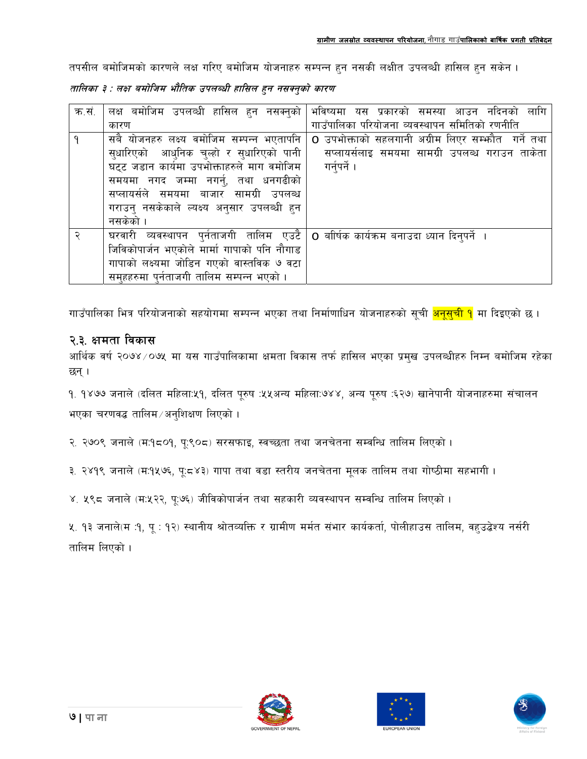तपसील बमोजिमको कारणले लक्ष गरिए बमोजिम योजनाहरु सम्पन्न हुन नसकी लक्षीत उपलब्धी हासिल हुन सकेन ।

***तालिका ३ : लक्ष बमोजिम भौतिक उपलब्धी हासिल हुन नसक्नुको कारण***

| क्र.सं. | लक्ष बमोजिम उपलब्धी हासिल हुन नसक्नुको कारण | भविष्यमा यस प्रकारको समस्या आउन नदिनको लागि गाउँपालिका परियोजना व्यवस्थापन समितिको रणनीति |
|---|---|---|
| १ | सबै योजनहरु लक्ष्य वमोजिम सम्पन्न भएतापनि सुधारिएको आधुनिक चुल्हो र सुधारिएको पानी घट्ट जडान कार्यमा उपभोक्ताहरुले माग वमोजिम समयमा नगद जम्मा नगर्नु, तथा धनगढीको सप्लायर्सले समयमा बजार सामग्री उपलब्ध गराउनु नसकेकाले ल्यक्ष्य अनुसार उपलब्धी हुन नसकेको । | o उपभोक्ताको सहलगानी अग्रीम लिएर सम्फौत गर्ने तथा सप्लायर्सलाइ समयमा सामग्री उपलब्ध गराउन ताकेता गर्नुपर्ने । |
| २ | घरवारी व्यवस्थापन पुर्नताजगी तालिम एउटै जिविकोपार्जन भएकोले मार्मा गापाको पनि नौगाड गापाको लक्ष्यमा जोडिन गएको वास्तविक ७ वटा समुहहरुमा पुर्नताजगी तालिम सम्पन्न भएको । | o बार्षिक कार्यक्रम बनाउदा ध्यान दिनुपर्ने । |

गाउँपालिका भित्र परियोजनाको सहयोगमा सम्पन्न भएका तथा निर्माणाधिन योजनाहरुको सूची अनूसुची १ मा दिइएको छ ।

## २.३. क्षमता विकास

आर्थिक वर्ष २०७४/०७५ मा यस गाउँपालिकामा क्षमता विकास तर्फ हासिल भएका प्रमुख उपलब्धीहरु निम्न बमोजिम रहेका छन् ।

१. १४७७ जनाले (दलित महिला:५१, दलित पुरुष :५५अन्य महिला:७४४, अन्य पुरुष :६२७) खानेपानी योजनाहरुमा संचालन भएका चरणवद्ध तालिम/अनुशिक्षण लिएको ।

२. २७०९ जनाले (म:१८०१, पु:९०८) सरसफाइ, स्वच्छता तथा जनचेतना सम्बन्धि तालिम लिएको ।

३. २४१९ जनाले (म:१५७६, पु:८४३) गापा तथा वडा स्तरीय जनचेतना मूलक तालिम तथा गोष्ठीमा सहभागी ।

४. ५९८ जनाले (म:५२२, पु:७६) जीविकोपार्जन तथा सहकारी व्यवस्थापन सम्वन्धि तालिम लिएको ।

५. १३ जनाले(म :१, पु : १२) स्थानीय श्रोतव्यक्ति र ग्रामीण मर्मत संभार कार्यकर्ता, पोलीहाउस तालिम, वहुउद्वेश्य नर्सरी तालिम लिएको ।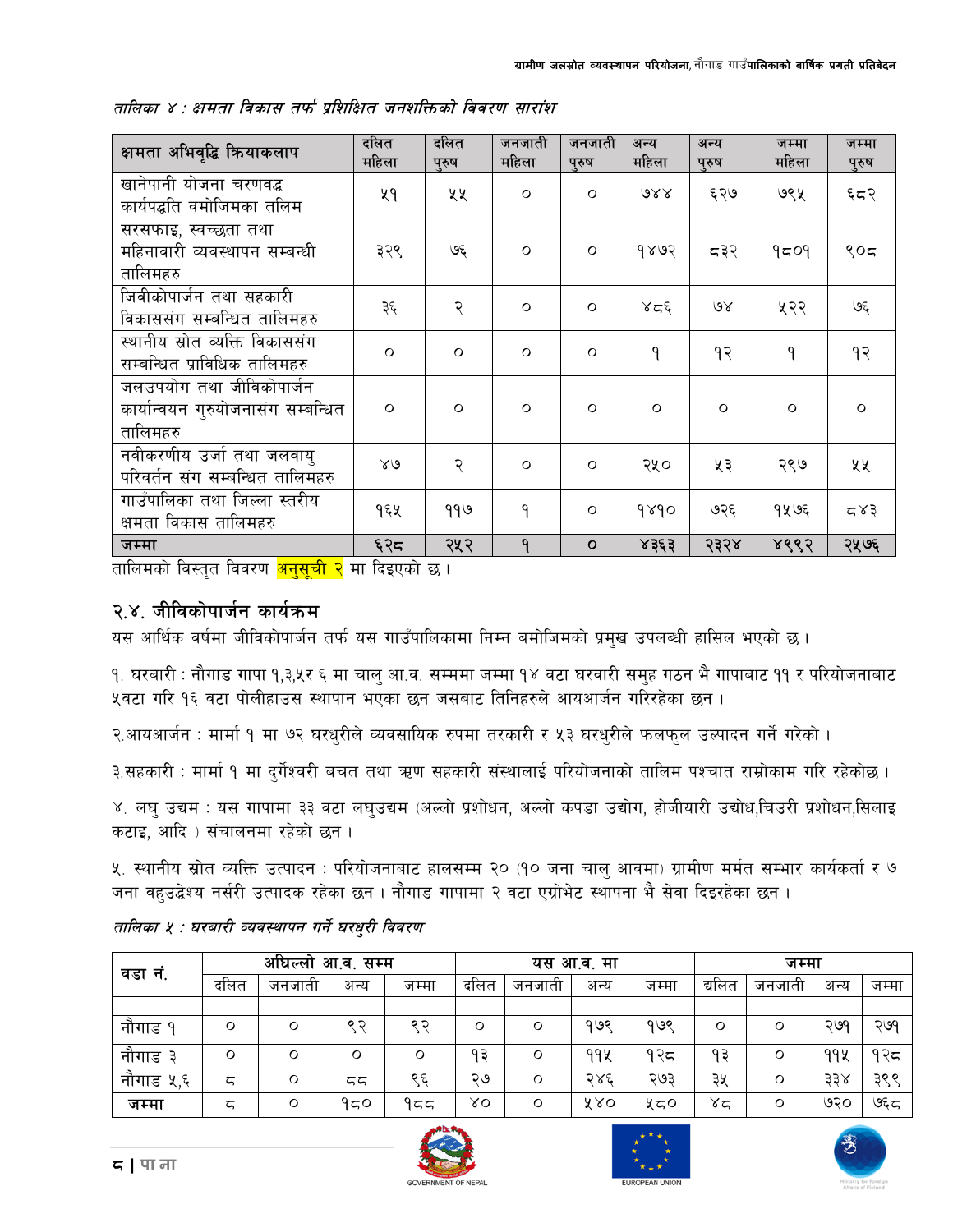*तालिका ४ : क्षमता विकास तर्फ प्रशिक्षित जनशक्तिको विवरण सारांश*

| क्षमता अभिवृद्धि क्रियाकलाप | दलित महिला | दलित पुरुष | जनजाती महिला | जनजाती पुरुष | अन्य महिला | अन्य पुरुष | जम्मा महिला | जम्मा पुरुष |
|---|---|---|---|---|---|---|---|---|
| खानेपानी योजना चरणवद्ध कार्यपद्धति वमोजिमका तलिम | ५१ | ५५ | ० | ० | ७४४ | ६२७ | ७९५ | ६८२ |
| सरसफाइ, स्वच्छता तथा महिनावारी व्यवस्थापन सम्बन्धी तालिमहरु | ३२९ | ७६ | ० | ० | १४७२ | ८३२ | १८०१ | ९०८ |
| जिवीकोपार्जन तथा सहकारी विकाससंग सम्बन्धित तालिमहरु | ३६ | २ | ० | ० | ४८६ | ७४ | ५२२ | ७६ |
| स्थानीय स्रोत व्यक्ति विकाससंग सम्बन्धित प्राविधिक तालिमहरु | ० | ० | ० | ० | १ | १२ | १ | १२ |
| जलउपयोग तथा जीविकोपार्जन कार्यान्वयन गुरुयोजनासंग सम्बन्धित तालिमहरु | ० | ० | ० | ० | ० | ० | ० | ० |
| नवीकरणीय उर्जा तथा जलवायु परिवर्तन संग सम्बन्धित तालिमहरु | ४७ | २ | ० | ० | २५० | ५३ | २९७ | ५५ |
| गाउँपालिका तथा जिल्ला स्तरीय क्षमता विकास तालिमहरु | १६५ | ११७ | १ | ० | १४१० | ७२६ | १५७६ | ८४३ |
| **जम्मा** | **६२८** | **२५२** | **१** | **०** | **४३६३** | **२३२४** | **४९९२** | **२५७६** |

तालिमको विस्तृत विवरण अनुसूची २ मा दिइएको छ ।

## २.४. जीविकोपार्जन कार्यक्रम

यस आर्थिक वर्षमा जीविकोपार्जन तर्फ यस गाउँपालिकामा निम्न बमोजिमको प्रमुख उपलब्धी हासिल भएको छ ।

१. घरबारी : नौगाड गापा १,३,५र ६ मा चालु आ.व. सम्ममा जम्मा १४ वटा घरवारी समुह गठन भै गापाबाट ११ र परियोजनाबाट ५वटा गरि १६ वटा पोलीहाउस स्थापान भएका छन जसबाट तिनिहरुले आयआर्जन गरिरहेका छन ।

२.आयआर्जन : मार्मा १ मा ७२ घरधुरीले व्यवसायिक रुपमा तरकारी र ५३ घरधुरीले फलफुल उत्पादन गर्ने गरेको ।

३.सहकारी : मार्मा १ मा दुर्गेश्वरी बचत तथा ऋण सहकारी संस्थालाई परियोजनाको तालिम पश्चात राम्रोकाम गरि रहेकोछ ।

४. लघु उद्यम : यस गापामा ३३ वटा लघुउद्यम (अल्लो प्रशोधन, अल्लो कपडा उद्योग, होजीयारी उद्योध,चिउरी प्रशोधन,सिलाइ कटाइ, आदि ) संचालनमा रहेको छन ।

५. स्थानीय स्रोत व्यक्ति उत्पादन : परियोजनाबाट हालसम्म २० (१० जना चालु आवमा) ग्रामीण मर्मत सम्भार कार्यकर्ता र ७ जना वहुउद्वेश्य नर्सरी उत्पादक रहेका छन । नौगाड गापामा २ वटा एग्रोभेट स्थापना भै सेवा दिइरहेका छन ।

*तालिका ५ : घरबारी व्यवस्थापन गर्ने घरधुरी विवरण*

| वडा नं. | अघिल्लो आ.व. सम्म | | | | यस आ.व. मा | | | | जम्मा | | | |
|---|---|---|---|---|---|---|---|---|---|---|---|---|
| | दलित | जनजाती | अन्य | जम्मा | दलित | जनजाती | अन्य | जम्मा | दलित | जनजाती | अन्य | जम्मा |
| नौगाड १ | ० | ० | ९२ | ९२ | ० | ० | १७९ | १७९ | ० | ० | २७१ | २७१ |
| नौगाड ३ | ० | ० | ० | ० | १३ | ० | ११५ | १२८ | १३ | ० | ११५ | १२८ |
| नौगाड ५,६ | ८ | ० | ८८ | ९६ | २७ | ० | २४६ | २७३ | ३५ | ० | ३३४ | ३९९ |
| **जम्मा** | ८ | ० | १८० | १८८ | ४० | ० | ५४० | ५८० | ४८ | ० | ७२० | ७६८ |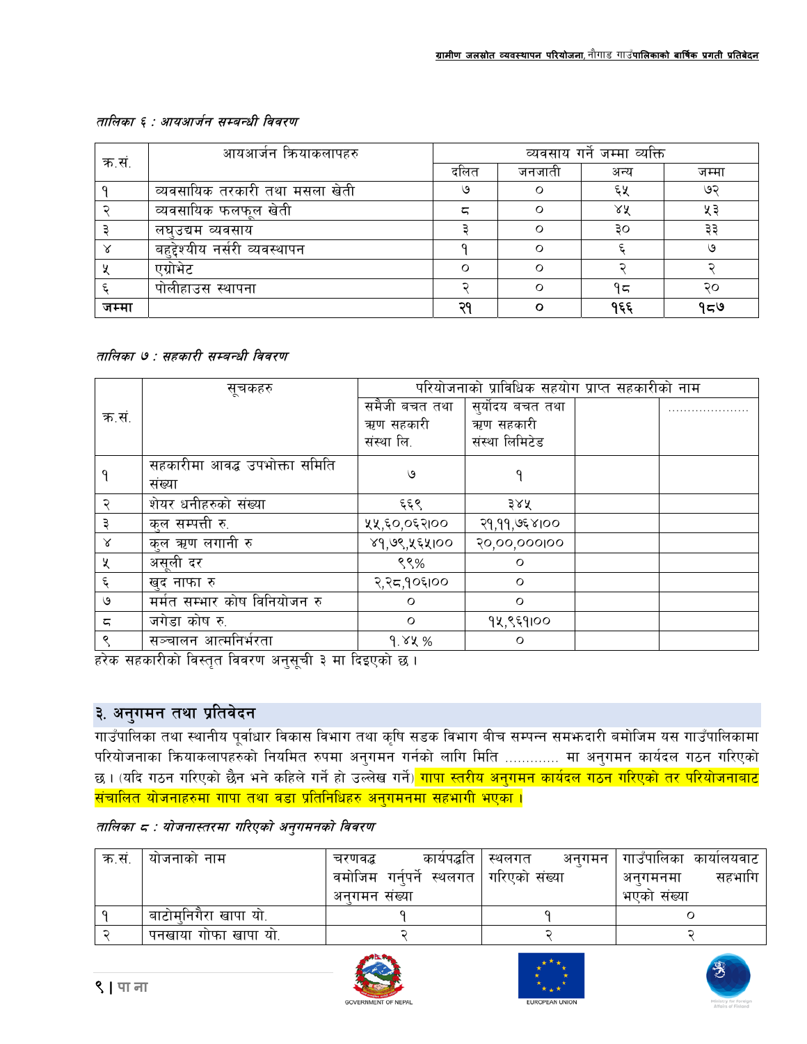*तालिका ६ : आयआर्जन सम्बन्धी विवरण*

| क.सं. | आयआर्जन क्रियाकलापहरु | व्यवसाय गर्ने जम्मा व्यक्ति | | | |
|---|---|---|---|---|---|
| | | दलित | जनजाती | अन्य | जम्मा |
| १ | व्यवसायिक तरकारी तथा मसला खेती | ७ | ० | ६५ | ७२ |
| २ | व्यवसायिक फलफूल खेती | ८ | ० | ४५ | ५३ |
| ३ | लघुउद्यम व्यवसाय | ३ | ० | ३० | ३३ |
| ४ | बहुद्देश्यीय नर्सरी व्यवस्थापन | १ | ० | ६ | ७ |
| ५ | एग्रोभेट | ० | ० | २ | २ |
| ६ | पोलीहाउस स्थापना | २ | ० | १८ | २० |
| **जम्मा** | | **२१** | **०** | **१६६** | **१८७** |

*तालिका ७ : सहकारी सम्बन्धी विवरण*

| क.सं. | सूचकहरु | परियोजनाको प्राविधिक सहयोग प्राप्त सहकारीको नाम | | | |
|---|---|---|---|---|---|
| | | समैजी बचत तथा ऋण सहकारी संस्था लि. | सुर्योदय बचत तथा ऋण सहकारी संस्था लिमिटेड | | ………………… |
| १ | सहकारीमा आवद्ध उपभोक्ता समिति संख्या | ७ | १ | | |
| २ | शेयर धनीहरुको संख्या | ६६९ | ३४५ | | |
| ३ | कुल सम्पत्ती रु. | ५५,६०,०६२।०० | २१,११,७६४।०० | | |
| ४ | कुल ऋण लगानी रु | ४१,७९,५६५।०० | २०,००,०००।०० | | |
| ५ | असूली दर | ९९% | ० | | |
| ६ | खुद नाफा रु | २,२८,१०६।०० | ० | | |
| ७ | मर्मत सम्भार कोष विनियोजन रु | ० | ० | | |
| ८ | जगेडा कोष रु. | ० | १५,९६१।०० | | |
| ९ | सञ्चालन आत्मनिर्भरता | १.४५ % | ० | | |

हरेक सहकारीको विस्तृत विवरण अनुसूची ३ मा दिइएको छ।

## ३. अनुगमन तथा प्रतिवेदन

गाउँपालिका तथा स्थानीय पूर्वाधार विकास विभाग तथा कृषि सडक विभाग बीच सम्पन्न समझदारी बमोजिम यस गाउँपालिकामा परियोजनाका क्रियाकलापहरुको नियमित रुपमा अनुगमन गर्नको लागि मिति ………… मा अनुगमन कार्यदल गठन गरिएको छ। (यदि गठन गरिएको छैन भने कहिले गर्ने हो उल्लेख गर्ने) गापा स्तरीय अनुगमन कार्यदल गठन गरिएको तर परियोजनाबाट संचालित योजनाहरुमा गापा तथा वडा प्रतिनिधिहरु अनुगमनमा सहभागी भएका ।

*तालिका ८ : योजनास्तरमा गरिएको अनुगमनको विवरण*

| क.सं. | योजनाको नाम | चरणवद्ध कार्यपद्धति वमोजिम गर्नुपर्ने स्थलगत अनुगमन संख्या | स्थलगत अनुगमन गरिएको संख्या | गाउँपालिका कार्यालयवाट अनुगमनमा सहभागि भएको संख्या |
|---|---|---|---|---|
| १ | बाटोमुनिगैरा खापा यो. | १ | १ | ० |
| २ | पनखाया गोफा खापा यो. | २ | २ | २ |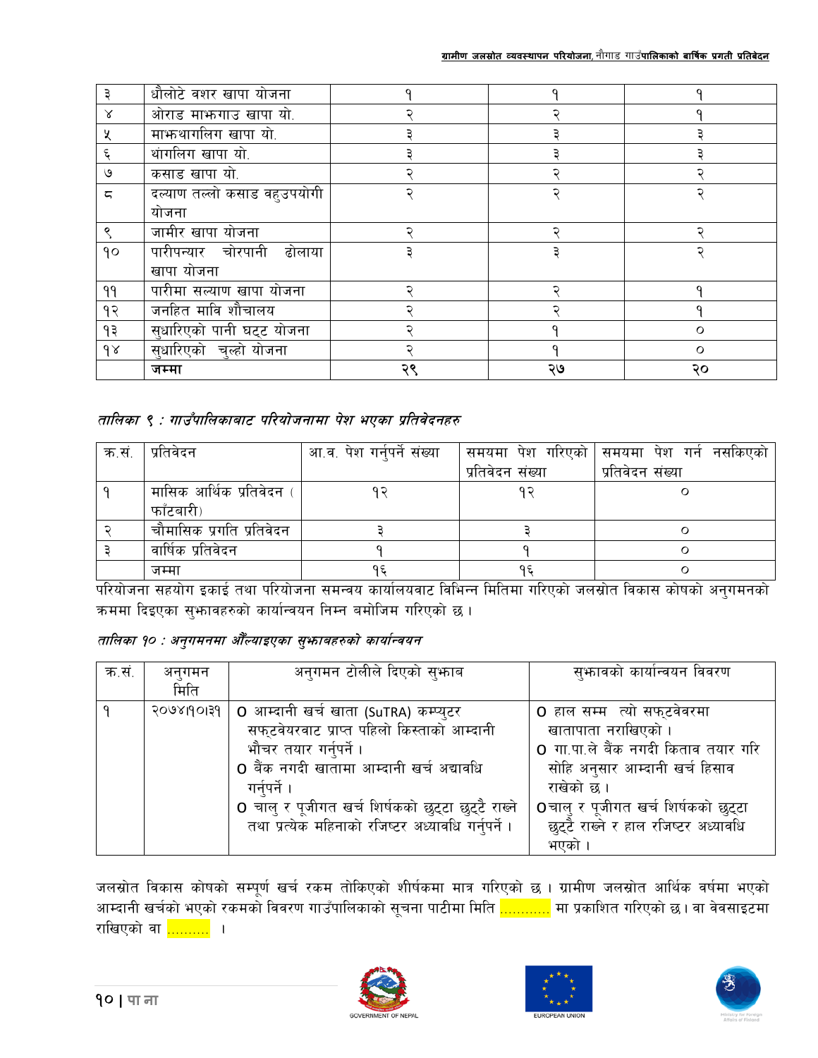| ३ | धौलोटे वशर खापा योजना | १ | १ | १ |
|---|---|---|---|---|
| ४ | ओराङ माझगाउ खापा यो. | २ | २ | १ |
| ५ | माझथागलिग खापा यो. | ३ | ३ | ३ |
| ६ | थांगलिग खापा यो. | ३ | ३ | ३ |
| ७ | कसाड खापा यो. | २ | २ | २ |
| ८ | दल्याण तल्लो कसाड वहुउपयोगी योजना | २ | २ | २ |
| ९ | जामीर खापा योजना | २ | २ | २ |
| १० | पारीपन्यार चोरपानी ढोलाया खापा योजना | ३ | ३ | २ |
| ११ | पारीमा सल्याण खापा योजना | २ | २ | १ |
| १२ | जनहित मावि शौचालय | २ | २ | १ |
| १३ | सुधारिएको पानी घट्ट योजना | २ | १ | ० |
| १४ | सुधारिएको चुल्हो योजना | २ | १ | ० |
| | **जम्मा** | २९ | २७ | २० |

*तालिका ९ : गाउँपालिकाबाट परियोजनामा पेश भएका प्रतिवेदनहरु*

| क.सं. | प्रतिवेदन | आ.व. पेश गर्नुपर्ने संख्या | समयमा पेश गरिएको प्रतिवेदन संख्या | समयमा पेश गर्न नसकिएको प्रतिवेदन संख्या |
|---|---|---|---|---|
| १ | मासिक आर्थिक प्रतिवेदन ( फाँटबारी) | १२ | १२ | ० |
| २ | चौमासिक प्रगति प्रतिवेदन | ३ | ३ | ० |
| ३ | वार्षिक प्रतिवेदन | १ | १ | ० |
| | जम्मा | १६ | १६ | ० |

परियोजना सहयोग इकाई तथा परियोजना समन्वय कार्यालयवाट विभिन्न मितिमा गरिएको जलस्रोत विकास कोषको अनुगमनको क्रममा दिइएका सुझावहरुको कार्यान्वयन निम्न बमोजिम गरिएको छ ।

*तालिका १० : अनुगमनमा औंल्याइएका सुझावहरुको कार्यान्वयन*

| क.सं. | अनुगमन मिति | अनुगमन टोलीले दिएको सुझाव | सुझावको कार्यान्वयन विवरण |
|---|---|---|---|
| १ | २०७४।१०।३१ | o आम्दानी खर्च खाता (SuTRA) कम्प्युटर सफ्टवेयरवाट प्राप्त पहिलो किस्ताको आम्दानी भौचर तयार गर्नुपर्ने ।<br>o बैंक नगदी खातामा आम्दानी खर्च अद्यावधि गर्नुपर्ने ।<br>o चालु र पूजीगत खर्च शिर्षकको छुट्टा छुट्टै राख्ने तथा प्रत्येक महिनाको रजिष्टर अध्यावधि गर्नुपर्ने । | o हाल सम्म त्यो सफ्टवेवरमा खातापाता नराखिएको ।<br>o गा.पा.ले बैंक नगदी किताव तयार गरि सोहि अनुसार आम्दानी खर्च हिसाव राखेको छ ।<br>o चालु र पूजीगत खर्च शिर्षकको छुट्टा छुट्टै राख्ने र हाल रजिष्टर अध्यावधि भएको । |

जलस्रोत विकास कोषको सम्पूर्ण खर्च रकम तोकिएको शीर्षकमा मात्र गरिएको छ । ग्रामीण जलस्रोत आर्थिक वर्षमा भएको आम्दानी खर्चको भएको रकमको विवरण गाउँपालिकाको सूचना पाटीमा मिति ............ मा प्रकाशित गरिएको छ। वा वेवसाइटमा राखिएको वा .......... ।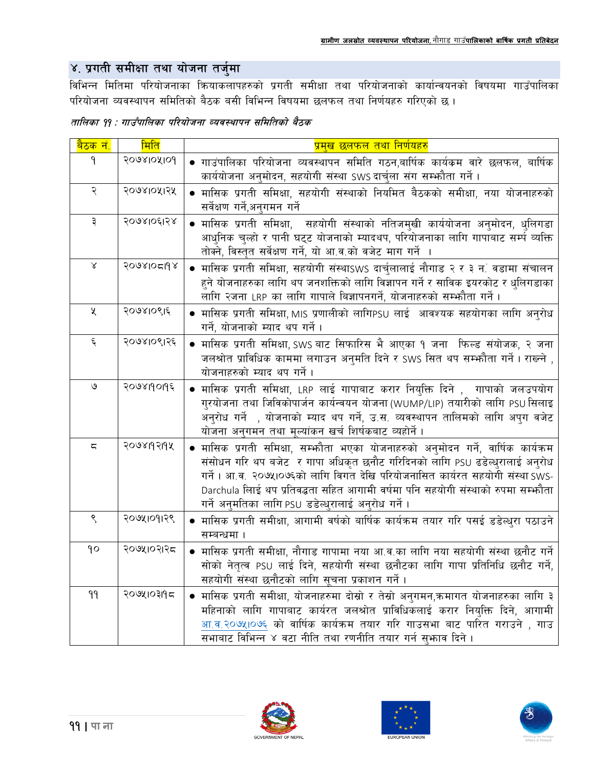## ४. प्रगती समीक्षा तथा योजना तर्जुमा

विभिन्न मितिमा परियोजनाका क्रियाकलापहरुको प्रगती समीक्षा तथा परियोजनाको कार्यान्वयनको विषयमा गाउँपालिका परियोजना व्यवस्थापन समितिको बैठक बसी विभिन्न विषयमा छलफल तथा निर्णयहरु गरिएको छ ।

*तालिका ११ : गाउँपालिका परियोजना व्यवस्थापन समितिको बैठक*

| बैठक नं. | मिति | प्रमुख छलफल तथा निर्णयहरु |
|---|---|---|
| १ | २०७४।०५।०१ | • गाउंपालिका परियोजना व्यवस्थापन समिति गठन,बार्षिक कार्यक्रम वारे छलफल, बार्षिक कार्ययोजना अनुमोदन, सहयोगी संस्था SWS दार्चुला संग सम्झौता गर्ने । |
| २ | २०७४।०५।२५ | • मासिक प्रगती समिक्षा, सहयोगी संस्थाको नियमित बैठकको समीक्षा, नया योजनाहरुको सर्वेक्षण गर्ने,अनुगमन गर्ने |
| ३ | २०७४।०६।२४ | • मासिक प्रगती समिक्षा, सहयोगी संस्थाको नतिजमुखी कार्ययोजना अनुमोदन, धुलिगडा आधुनिक चुल्हो र पानी घट्ट योजनाको म्यादथप, परियोजनाका लागि गापाबाट सम्पर्क व्यक्ति तोक्ने, विस्तृत सर्वेक्षण गर्ने, यो आ.व.को वजेट माग गर्ने । |
| ४ | २०७४।०८।१४ | • मासिक प्रगती समिक्षा, सहयोगी संस्थाSWS दार्चुलालाई नौगाड २ र ३ नं वडामा संचालन हुने योजनाहरुका लागि थप जनशक्तिको लागि विज्ञापन गर्ने र साविक इयरकोट र धुलिगडाका लागि २जना LRP का लागि गापाले बिज्ञापनगर्ने, योजनाहरुको सम्झौता गर्ने । |
| ५ | २०७४।०९।६ | • मासिक प्रगती समिक्षा, MIS प्रणालीको लागिPSU लाई आवश्यक सहयोगका लागि अनुरोध गर्ने, योजनाको म्याद थप गर्ने । |
| ६ | २०७४।०९।२६ | • मासिक प्रगती समिक्षा, SWS बाट सिफारिस भै आएका १ जना फिल्ड संयोजक, २ जना जलश्रोत प्राविधिक काममा लगाउन अनुमति दिने र SWS सित थप सम्झौता गर्ने । राख्ने , योजनाहरुको म्याद थप गर्ने । |
| ७ | २०७४।१०।१६ | • मासिक प्रगती समिक्षा, LRP लाई गापाबाट करार नियुक्ति दिने , गापाको जलउपयोग गुरयोजना तथा जिविकोपार्जन कार्यन्वयन योजना (WUMP/LIP) तयारीको लागि PSU सिलाइ अनुरोध गर्ने , योजनाको म्याद थप गर्ने, उ.स. व्यवस्थापन तालिमको लागि अपुग वजेट योजना अनुगमन तथा मूल्यांकन खर्च शिर्षकबाट व्यहोर्ने । |
| ८ | २०७४।१२।१५ | • मासिक प्रगती समिक्षा, सम्झौता भएका योजनाहरुको अनुमोदन गर्ने, वार्षिक कार्यक्रम संसोधन गरि थप बजेट र गापा अधिकृत छनौट गरिदिनको लागि PSU ढडेल्धुरालाई अनुरोध गर्ने । आ.व. २०७५।०७६को लागि विगत देखि परियोजनासित कार्यरत सहयोगी संस्था SWS-Darchula लाई थप प्रतिवद्धता सहित आगामी वर्षमा पनि सहयोगी संस्थाको रुपमा सम्झौता गर्ने अनुमतिका लागि PSU डडेल्धुरालाई अनुरोध गर्ने । |
| ९ | २०७५।०१।२९ | • मासिक प्रगती समीक्षा, आगामी वर्षको बार्षिक कार्यक्रम तयार गरि पसई डडेल्धुरा पठाउने सम्बन्धमा । |
| १० | २०७५।०२।२८ | • मासिक प्रगती समीक्षा, नौगाड गापामा नया आ.व.का लागि नया सहयोगी संस्था छनौट गर्ने सोको नेतृत्व PSU लाई दिने, सहयोगी संस्था छनौटका लागि गापा प्रतिनिधि छनौट गर्ने, सहयोगी संस्था छनौटको लागि सूचना प्रकाशन गर्ने । |
| ११ | २०७५।०३।१८ | • मासिक प्रगती समीक्षा, योजनाहरुमा दोस्रो र तेस्रो अनुगमन,क्रमागत योजनाहरुका लागि ३ महिनाको लागि गापाबाट कार्यरत जलश्रोत प्राविधिकलाई करार नियुक्ति दिने, आगामी आ.व.२०७५।०७६ को वार्षिक कार्यक्रम तयार गरि गाउसभा बाट पारित गराउने , गाउ सभाबाट विभिन्न ४ वटा नीति तथा रणनीति तयार गर्न सुझाव दिने । |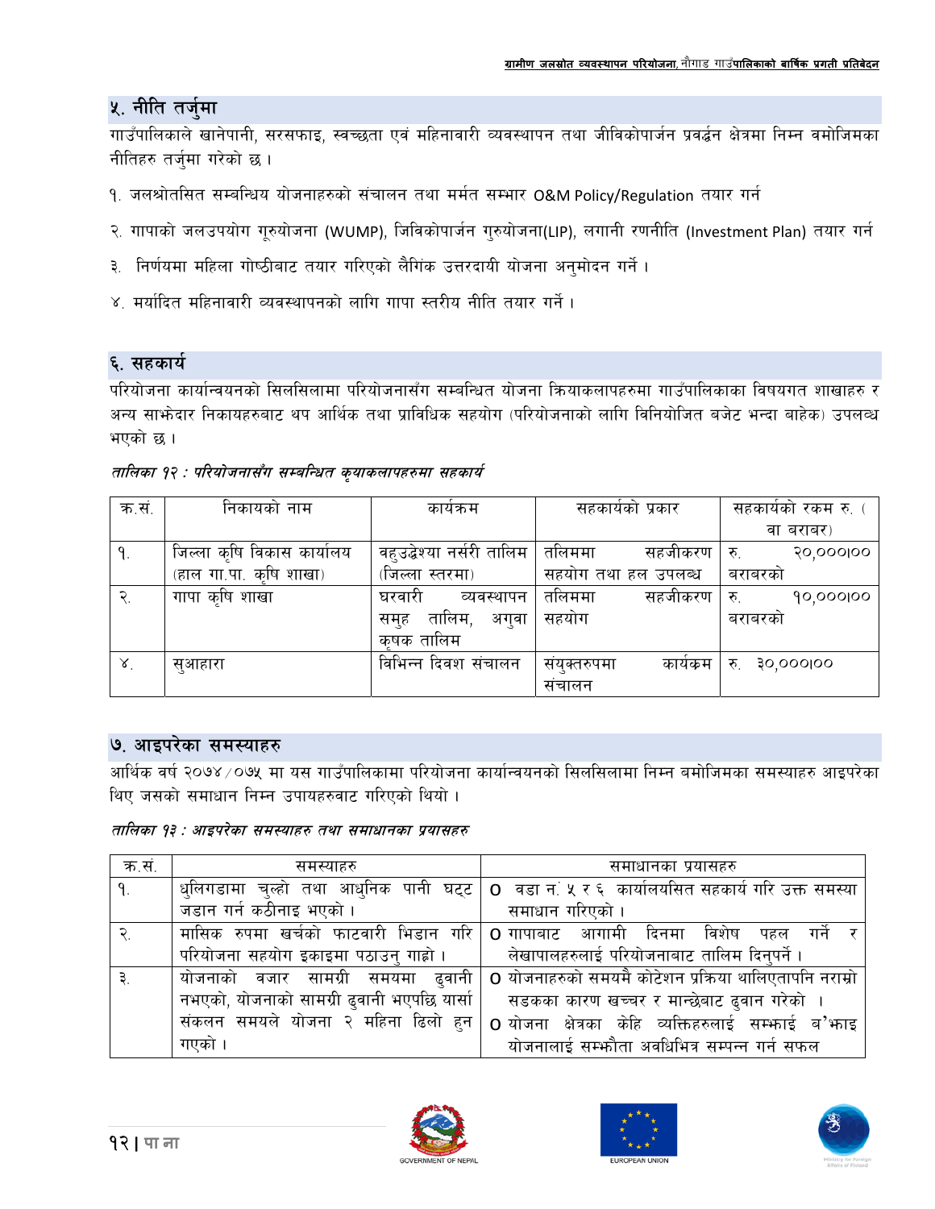## ५. नीति तर्जुमा

गाउँपालिकाले खानेपानी, सरसफाइ, स्वच्छता एवं महिनावारी व्यवस्थापन तथा जीविकोपार्जन प्रवर्द्धन क्षेत्रमा निम्न वमोजिमका नीतिहरु तर्जुमा गरेको छ ।

१. जलश्रोतसित सम्बन्धिय योजनाहरुको संचालन तथा मर्मत सम्भार O&M Policy/Regulation तयार गर्न

२. गापाको जलउपयोग गुरुयोजना (WUMP), जिविकोपार्जन गुरुयोजना(LIP), लगानी रणनीति (Investment Plan) तयार गर्न

३. निर्णयमा महिला गोष्ठीबाट तयार गरिएको लैगिंक उत्तरदायी योजना अनुमोदन गर्ने ।

४. मर्यादित महिनावारी व्यवस्थापनको लागि गापा स्तरीय नीति तयार गर्ने ।

## ६. सहकार्य

परियोजना कार्यान्वयनको सिलसिलामा परियोजनासँग सम्बन्धित योजना क्रियाकलापहरुमा गाउँपालिकाका विषयगत शाखाहरु र अन्य साझेदार निकायहरुबाट थप आर्थिक तथा प्राविधिक सहयोग (परियोजनाको लागि विनियोजित बजेट भन्दा बाहेक) उपलब्ध भएको छ ।

*तालिका १२ : परियोजनासँग सम्बन्धित कृयाकलापहरुमा सहकार्य*

| क्र.सं. | निकायको नाम | कार्यक्रम | सहकार्यको प्रकार | सहकार्यको रकम रु. ( वा बराबर) |
|---|---|---|---|---|
| १. | जिल्ला कृषि विकास कार्यालय (हाल गा.पा. कृषि शाखा) | वहुउद्धेश्या नर्सरी तालिम (जिल्ला स्तरमा) | तलिममा सहजीकरण सहयोग तथा हल उपलब्ध | रु. २०,०००।०० बराबरको |
| २. | गापा कृषि शाखा | घरवारी व्यवस्थापन समुह तालिम, अगुवा कृषक तालिम | तलिममा सहजीकरण सहयोग | रु. १०,०००।०० बराबरको |
| ४. | सुआहारा | विभिन्न दिवश संचालन | संयुक्तरुपमा कार्यक्रम संचालन | रु. ३०,०००।०० |

## ७. आइपरेका समस्याहरु

आर्थिक वर्ष २०७४/०७५ मा यस गाउँपालिकामा परियोजना कार्यान्वयनको सिलसिलामा निम्न बमोजिमका समस्याहरु आइपरेका थिए जसको समाधान निम्न उपायहरुवाट गरिएको थियो ।

*तालिका १३ : आइपरेका समस्याहरु तथा समाधानका प्रयासहरु*

| क्र.सं. | समस्याहरु | समाधानका प्रयासहरु |
|---|---|---|
| १. | धुलिगडामा चुल्हो तथा आधुनिक पानी घट्ट जडान गर्न कठीनाइ भएको । | o वडा नं. ५ र ६ कार्यालयसित सहकार्य गरि उक्त समस्या समाधान गरिएको । |
| २. | मासिक रुपमा खर्चको फाटवारी भिडान गरि परियोजना सहयोग इकाइमा पठाउनु गाह्रो । | o गापाबाट आगामी दिनमा विशेष पहल गर्ने र लेखापालहरुलाई परियोजनाबाट तालिम दिनुपर्ने । |
| ३. | योजनाको वजार सामग्री समयमा ढुवानी नभएको, योजनाको सामग्री ढुवानी भएपछि यार्सा संकलन समयले योजना २ महिना ढिलो हुन गएको । | o योजनाहरुको समयमै कोटेशन प्रक्रिया थालिएतापनि नराम्रो सडकका कारण खच्चर र मान्छेबाट ढुवान गरेको ।<br>o योजना क्षेत्रका केहि व्यक्तिहरुलाई सम्झाई बुझाइ योजनालाई सम्झौता अवधिभित्र सम्पन्न गर्न सफल |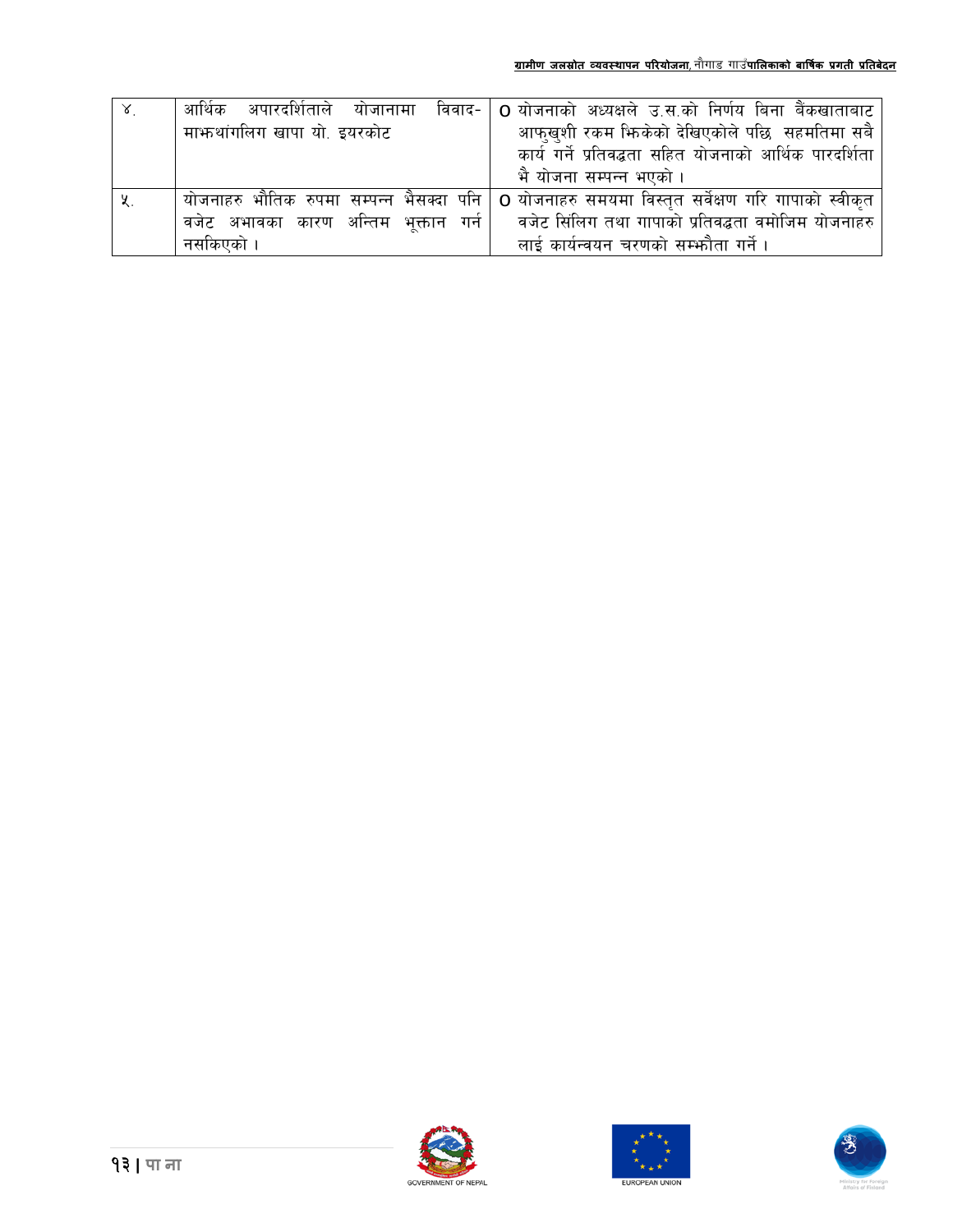| | | |
|---|---|---|
| ४. | आर्थिक अपारदर्शिताले योजानामा विवाद- माझथांगलिग खापा यो. इयरकोट | o योजनाको अध्यक्षले उ.स.को निर्णय बिना बैंकखाताबाट आफुखुशी रकम झिकेको देखिएकोले पछि सहमतिमा सबै कार्य गर्ने प्रतिवद्धता सहित योजनाको आर्थिक पारदर्शिता भै योजना सम्पन्न भएको । |
| ५. | योजनाहरु भौतिक रुपमा सम्पन्न भैसक्दा पनि वजेट अभावका कारण अन्तिम भूक्तान गर्न नसकिएको । | o योजनाहरु समयमा विस्तृत सर्वेक्षण गरि गापाको स्वीकृत वजेट सिलिग तथा गापाको प्रतिवद्धता वमोजिम योजनाहरु लाई कार्यन्वयन चरणको सम्झौता गर्ने । |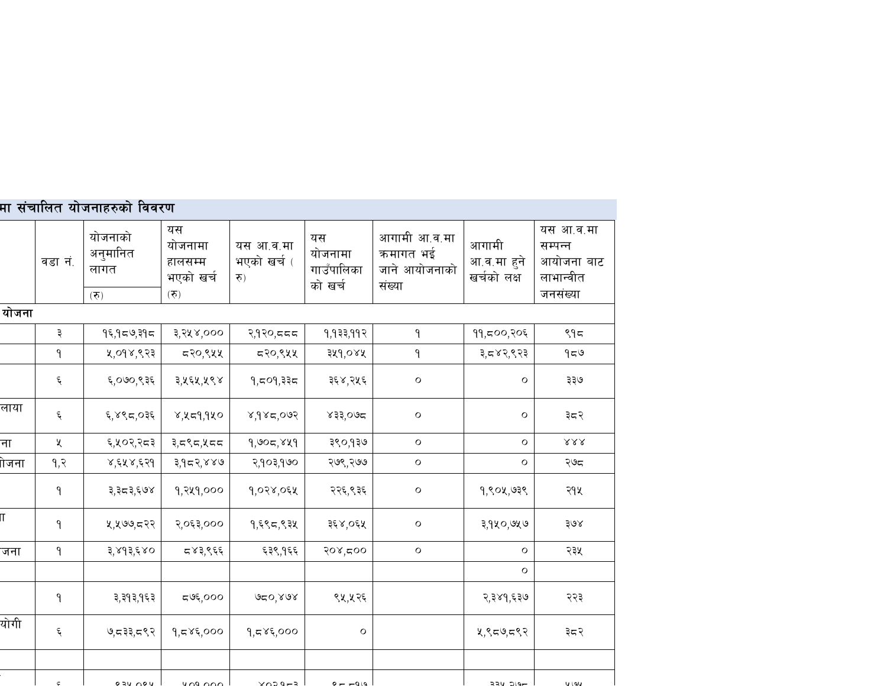## मा संचालित योजनाहरुको विवरण

| | वडा नं. | योजनाको अनुमानित लागत (रु) | यस योजनामा हालसम्म भएको खर्च (रु) | यस आ.व.मा भएको खर्च ( रु) | यस योजनामा गाउँपालिका को खर्च | आगामी आ.व.मा क्रमागत भई जाने आयोजनाको संख्या | आगामी आ.व.मा हुने खर्चको लक्ष | यस आ.व.मा सम्पन्न आयोजना बाट लाभान्वीत जनसंख्या |
|---|---|---|---|---|---|---|---|---|
| योजना | | | | | | | | |
| | ३ | १६,१८७,३१८ | ३,२५४,००० | २,१२०,८८८ | १,१३३,११२ | १ | ११,८००,२०६ | ९१८ |
| | १ | ५,०१४,९२३ | ८२०,९५५ | ८२०,९५५ | ३५१,०४५ | १ | ३,८४२,९२३ | १८७ |
| | ६ | ६,०७०,९३६ | ३,५६५,५९४ | १,८०१,३३८ | ३६४,२५६ | ० | ० | ३३७ |
| लाया | ६ | ६,४९८,०३६ | ४,५८१,१५० | ४,१४८,०७२ | ४३३,०७८ | ० | ० | ३८२ |
| ना | ५ | ६,५०२,२८३ | ३,८९८,५८८ | १,७०८,४५१ | ३९०,१३७ | ० | ० | ४४४ |
| ोजना | १,२ | ४,६५४,६२१ | ३,१८२,४४७ | २,१०३,१७० | २७९,२७७ | ० | ० | २७८ |
| | १ | ३,३८३,६७४ | १,२५१,००० | १,०२४,०६५ | २२६,९३६ | ० | १,९०५,७३९ | २१५ |
| ा | १ | ५,५७७,८२२ | २,०६३,००० | १,६९८,९३५ | ३६४,०६५ | ० | ३,१५०,७५७ | ३७४ |
| जना | १ | ३,४१३,६४० | ८४३,९६६ | ६३९,१६६ | २०४,८०० | ० | ० | २३५ |
| | | | | | | | ० | |
| | १ | ३,३१३,१६३ | ८७६,००० | ७८०,४७४ | ९५,५२६ | | २,३४१,६३७ | २२३ |
| योगी | ६ | ७,८३३,८९२ | १,८४६,००० | १,८४६,००० | ० | | ५,९८७,८९२ | ३८२ |
| | | | | | | | | |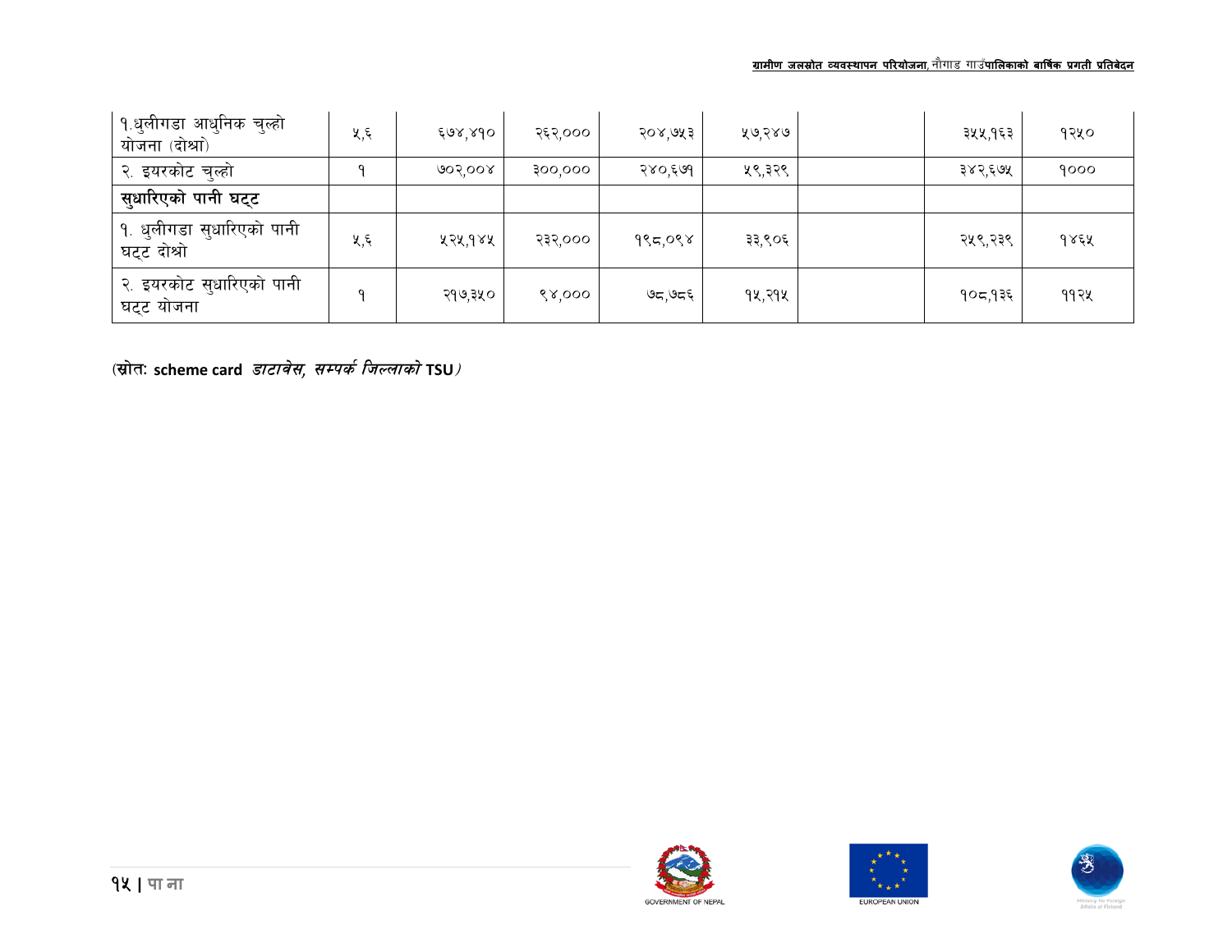| | | | | | | | | |
|---|---|---|---|---|---|---|---|---|
| १.धुलीगडा आधुनिक चुल्हो योजना (दोश्रो) | ५,६ | ६७४,४१० | २६२,००० | २०४,७५३ | ५७,२४७ | | ३५५,१६३ | १२५० |
| २. इयरकोट चुल्हो | १ | ७०२,००४ | ३००,००० | २४०,६७१ | ५९,३२९ | | ३४२,६७५ | १००० |
| **सुधारिएको पानी घट्ट** | | | | | | | | |
| १. धुलीगडा सुधारिएको पानी घट्ट दोश्रो | ५,६ | ५२५,१४५ | २३२,००० | १९८,०९४ | ३३,९०६ | | २५९,२३९ | १४६५ |
| २. इयरकोट सुधारिएको पानी घट्ट योजना | १ | २१७,३५० | ९४,००० | ७८,७८६ | १५,२१५ | | १०८,१३६ | ११२५ |

(स्रोत: **scheme card** *डाटावेस, सम्पर्क जिल्लाको* **TSU**)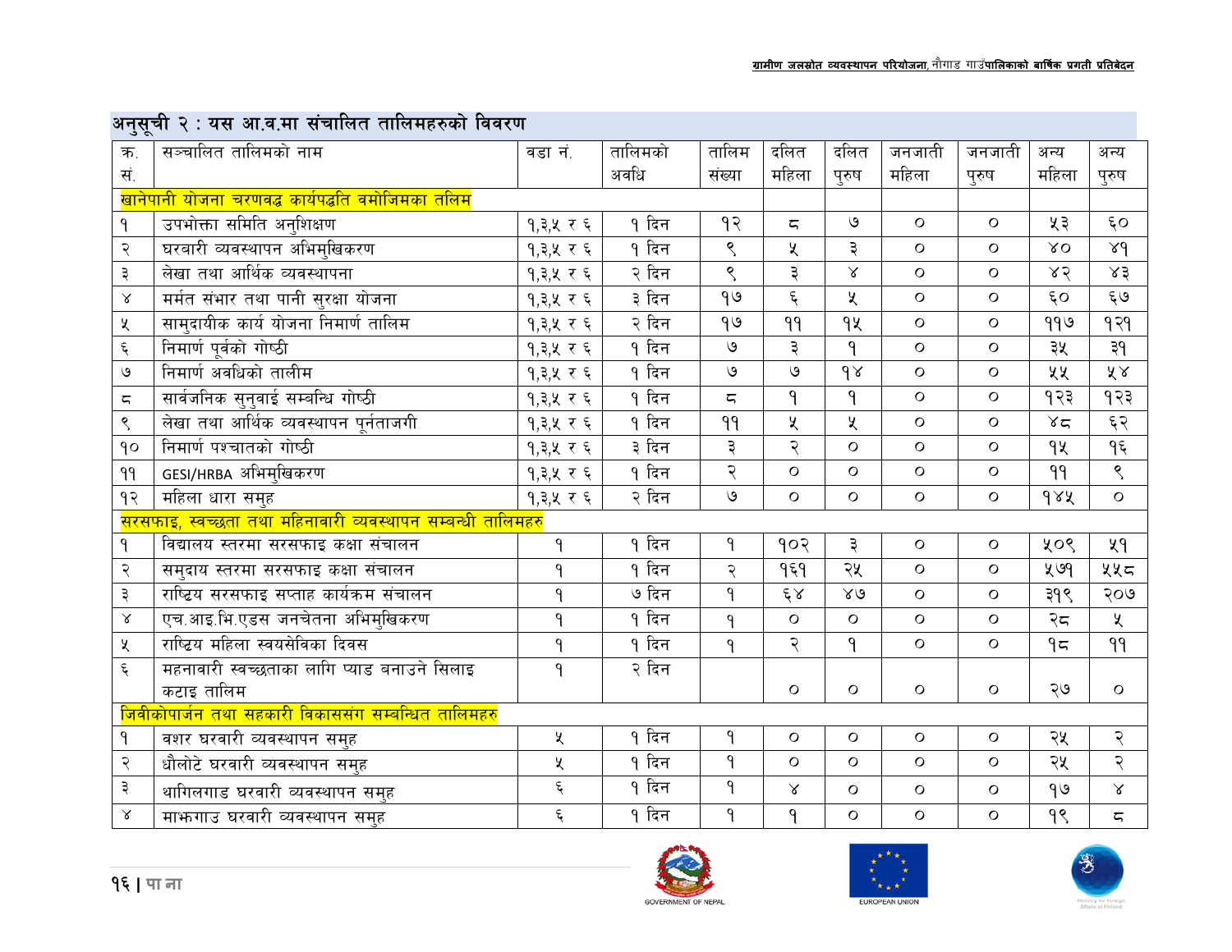## अनुसूची २ : यस आ.व.मा संचालित तालिमहरुको विवरण

| क्र. सं. | सञ्चालित तालिमको नाम | वडा नं. | तालिमको अवधि | तालिम संख्या | दलित महिला | दलित पुरुष | जनजाती महिला | जनजाती पुरुष | अन्य महिला | अन्य पुरुष |
|---|---|---|---|---|---|---|---|---|---|---|
| खानेपानी योजना चरणवद्ध कार्यपद्धति वमोजिमका तलिम | | | | | | | | | | |
| १ | उपभोक्ता समिति अनुशिक्षण | १,३,५ र ६ | १ दिन | १२ | ८ | ७ | ० | ० | ५३ | ६० |
| २ | घरबारी व्यवस्थापन अभिमुखिकरण | १,३,५ र ६ | १ दिन | ९ | ५ | ३ | ० | ० | ४० | ४१ |
| ३ | लेखा तथा आर्थिक व्यवस्थापना | १,३,५ र ६ | २ दिन | ९ | ३ | ४ | ० | ० | ४२ | ४३ |
| ४ | मर्मत संभार तथा पानी सुरक्षा योजना | १,३,५ र ६ | ३ दिन | १७ | ६ | ५ | ० | ० | ६० | ६७ |
| ५ | सामुदायीक कार्य योजना निमार्ण तालिम | १,३,५ र ६ | २ दिन | १७ | ११ | १५ | ० | ० | ११७ | १२१ |
| ६ | निमार्ण पूर्वको गोष्ठी | १,३,५ र ६ | १ दिन | ७ | ३ | १ | ० | ० | ३५ | ३१ |
| ७ | निमार्ण अवधिको तालीम | १,३,५ र ६ | १ दिन | ७ | ७ | १४ | ० | ० | ५५ | ५४ |
| ८ | सार्वजनिक सुनुवाई सम्वन्धि गोष्ठी | १,३,५ र ६ | १ दिन | ८ | १ | १ | ० | ० | १२३ | १२३ |
| ९ | लेखा तथा आर्थिक व्यवस्थापन पूर्नताजगी | १,३,५ र ६ | १ दिन | ११ | ५ | ५ | ० | ० | ४८ | ६२ |
| १० | निमार्ण पश्चातको गोष्ठी | १,३,५ र ६ | ३ दिन | ३ | २ | ० | ० | ० | १५ | १६ |
| ११ | GESI/HRBA अभिमुखिकरण | १,३,५ र ६ | १ दिन | २ | ० | ० | ० | ० | ११ | ९ |
| १२ | महिला धारा समुह | १,३,५ र ६ | २ दिन | ७ | ० | ० | ० | ० | १४५ | ० |
| सरसफाइ, स्वच्छता तथा महिनावारी व्यवस्थापन सम्बन्धी तालिमहरु | | | | | | | | | | |
| १ | विद्यालय स्तरमा सरसफाइ कक्षा संचालन | १ | १ दिन | १ | १०२ | ३ | ० | ० | ५०९ | ५१ |
| २ | समुदाय स्तरमा सरसफाइ कक्षा संचालन | १ | १ दिन | २ | १६१ | २५ | ० | ० | ५७१ | ५५८ |
| ३ | राष्ट्रिय सरसफाइ सप्ताह कार्यक्रम संचालन | १ | ७ दिन | १ | ६४ | ४७ | ० | ० | ३१९ | २०७ |
| ४ | एच.आइ.भि.एडस जनचेतना अभिमुखिकरण | १ | १ दिन | १ | ० | ० | ० | ० | २८ | ५ |
| ५ | राष्ट्रिय महिला स्वयसेविका दिवस | १ | १ दिन | १ | २ | १ | ० | ० | १८ | ११ |
| ६ | महनावारी स्वच्छताका लागि प्याड बनाउने सिलाइ कटाइ तालिम | १ | २ दिन | | ० | ० | ० | ० | २७ | ० |
| जिवीकोपार्जन तथा सहकारी विकाससंग सम्बन्धित तालिमहरु | | | | | | | | | | |
| १ | वशर घरवारी व्यवस्थापन समुह | ५ | १ दिन | १ | ० | ० | ० | ० | २५ | २ |
| २ | धौलोटे घरवारी व्यवस्थापन समुह | ५ | १ दिन | १ | ० | ० | ० | ० | २५ | २ |
| ३ | थागिलगाड घरवारी व्यवस्थापन समुह | ६ | १ दिन | १ | ४ | ० | ० | ० | १७ | ४ |
| ४ | माझगाउ घरवारी व्यवस्थापन समुह | ६ | १ दिन | १ | १ | ० | ० | ० | १९ | ८ |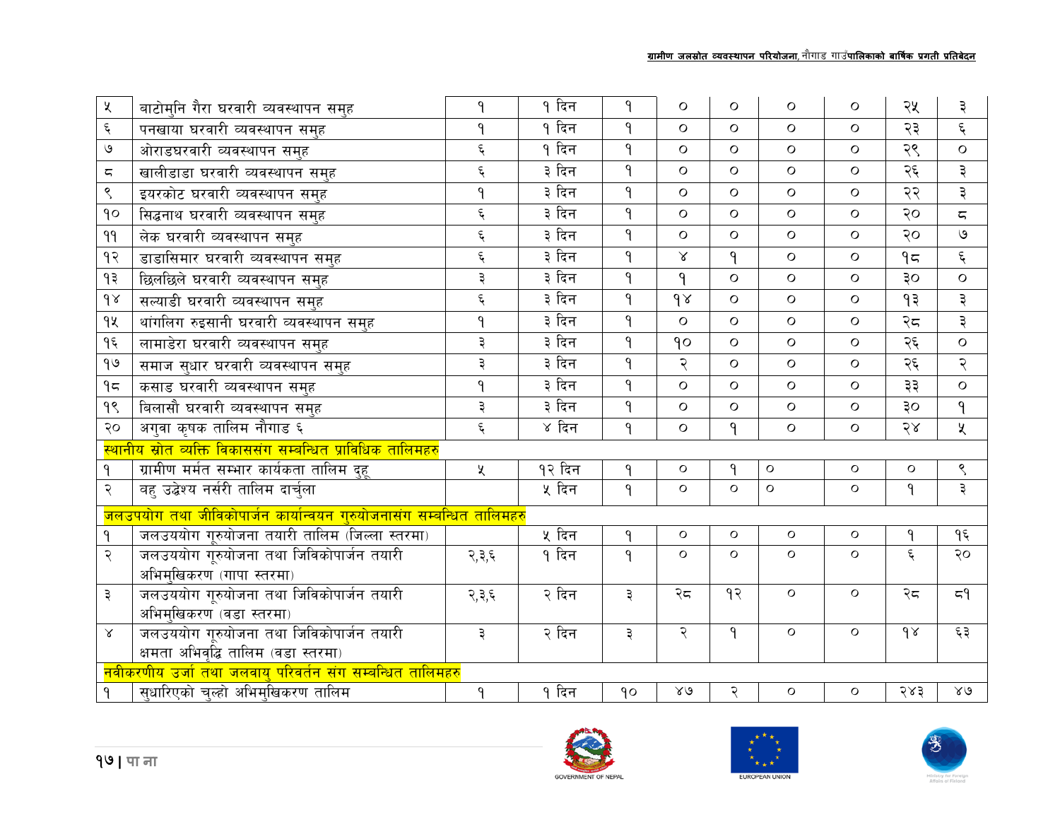| | | | | | | | | | | |
|---|---|---|---|---|---|---|---|---|---|---|
| ५ | बाटोमुनि गैरा घरवारी व्यवस्थापन समुह | १ | १ दिन | १ | ० | ० | ० | ० | २५ | ३ |
| ६ | पनखाया घरवारी व्यवस्थापन समुह | १ | १ दिन | १ | ० | ० | ० | ० | २३ | ६ |
| ७ | ओराडघरवारी व्यवस्थापन समुह | ६ | १ दिन | १ | ० | ० | ० | ० | २९ | ० |
| ८ | खालीडाडा घरवारी व्यवस्थापन समुह | ६ | ३ दिन | १ | ० | ० | ० | ० | २६ | ३ |
| ९ | इयरकोट घरवारी व्यवस्थापन समुह | १ | ३ दिन | १ | ० | ० | ० | ० | २२ | ३ |
| १० | सिद्वनाथ घरवारी व्यवस्थापन समुह | ६ | ३ दिन | १ | ० | ० | ० | ० | २० | ८ |
| ११ | लेक घरवारी व्यवस्थापन समुह | ६ | ३ दिन | १ | ० | ० | ० | ० | २० | ७ |
| १२ | डाडासिमार घरवारी व्यवस्थापन समुह | ६ | ३ दिन | १ | ४ | १ | ० | ० | १८ | ६ |
| १३ | छिलछिले घरवारी व्यवस्थापन समुह | ३ | ३ दिन | १ | १ | ० | ० | ० | ३० | ० |
| १४ | सल्याडी घरवारी व्यवस्थापन समुह | ६ | ३ दिन | १ | १४ | ० | ० | ० | १३ | ३ |
| १५ | थांगलिग रुइसानी घरवारी व्यवस्थापन समुह | १ | ३ दिन | १ | ० | ० | ० | ० | २८ | ३ |
| १६ | लामाडेरा घरवारी व्यवस्थापन समुह | ३ | ३ दिन | १ | १० | ० | ० | ० | २६ | ० |
| १७ | समाज सुधार घरवारी व्यवस्थापन समुह | ३ | ३ दिन | १ | २ | ० | ० | ० | २६ | २ |
| १८ | कसाड घरवारी व्यवस्थापन समुह | १ | ३ दिन | १ | ० | ० | ० | ० | ३३ | ० |
| १९ | बिलासौ घरवारी व्यवस्थापन समुह | ३ | ३ दिन | १ | ० | ० | ० | ० | ३० | १ |
| २० | अगुवा कृषक तालिम नौगाड ६ | ६ | ४ दिन | १ | ० | १ | ० | ० | २४ | ५ |
| **स्थानीय स्रोत व्यक्ति विकाससंग सम्बन्धित प्राविधिक तालिमहरु** | | | | | | | | | | |
| १ | ग्रामीण मर्मत सम्भार कार्यकता तालिम दुहू | ५ | १२ दिन | १ | ० | १ | ० | ० | ० | ९ |
| २ | वहु उद्धेश्य नर्सरी तालिम दार्चुला | | ५ दिन | १ | ० | ० | ० | ० | १ | ३ |
| **जलउपयोग तथा जीविकोपार्जन कार्यान्वयन गुरुयोजनासंग सम्बन्धित तालिमहरु** | | | | | | | | | | |
| १ | जलउययोग गूरुयोजना तयारी तालिम (जिल्ला स्तरमा) | | ५ दिन | १ | ० | ० | ० | ० | १ | १६ |
| २ | जलउययोग गूरुयोजना तथा जिविकोपार्जन तयारी अभिमुखिकरण (गापा स्तरमा) | २,३,६ | १ दिन | १ | ० | ० | ० | ० | ६ | २० |
| ३ | जलउययोग गूरुयोजना तथा जिविकोपार्जन तयारी अभिमुखिकरण (वडा स्तरमा) | २,३,६ | २ दिन | ३ | २८ | १२ | ० | ० | २८ | ८१ |
| ४ | जलउययोग गूरुयोजना तथा जिविकोपार्जन तयारी क्षमता अभिवृद्धि तालिम (वडा स्तरमा) | ३ | २ दिन | ३ | २ | १ | ० | ० | १४ | ६३ |
| **नवीकरणीय उर्जा तथा जलवायु परिवर्तन संग सम्बन्धित तालिमहरु** | | | | | | | | | | |
| १ | सुधारिएको चुल्हो अभिमुखिकरण तालिम | १ | १ दिन | १० | ४७ | २ | ० | ० | २४३ | ४७ |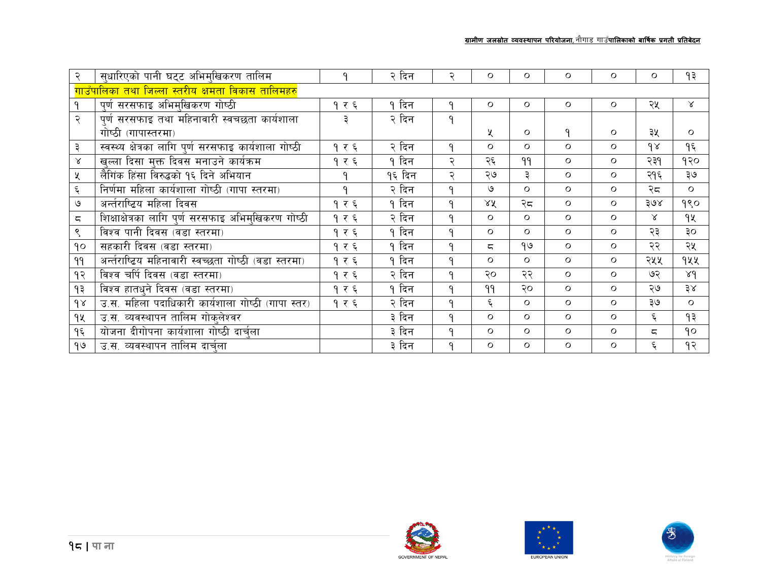| २ | सुधारिएको पानी घट्ट अभिमुखिकरण तालिम | १ | २ दिन | २ | ० | ० | ० | ० | ० | १३ |
|---|---|---|---|---|---|---|---|---|---|---|
| गाउँपालिका तथा जिल्ला स्तरीय क्षमता विकास तालिमहरु | | | | | | | | | | |
| १ | पुर्ण सरसफाइ अभिमुखिकरण गोष्ठी | १ र ६ | १ दिन | १ | ० | ० | ० | ० | २५ | ४ |
| २ | पुर्ण सरसफाइ तथा महिनावारी स्वचछता कार्यशाला गोष्ठी (गापास्तरमा) | ३ | २ दिन | १ | ५ | ० | १ | ० | ३५ | ० |
| ३ | स्वस्थ्य क्षेत्रका लागि पुर्ण सरसफाइ कार्यशाला गोष्ठी | १ र ६ | २ दिन | १ | ० | ० | ० | ० | १४ | १६ |
| ४ | खुल्ला दिसा मुक्त दिवस मनाउने कार्यक्रम | १ र ६ | १ दिन | २ | २६ | ११ | ० | ० | २३१ | १२० |
| ५ | लैगिंक हिंसा विरुद्धको १६ दिने अभियान | १ | १६ दिन | २ | २७ | ३ | ० | ० | २१६ | ३७ |
| ६ | निर्णमा महिला कार्यशाला गोष्ठी (गापा स्तरमा) | १ | २ दिन | १ | ७ | ० | ० | ० | २८ | ० |
| ७ | अर्न्तराष्ट्रिय महिला दिवस | १ र ६ | १ दिन | १ | ४५ | २८ | ० | ० | ३७४ | १९० |
| ८ | शिक्षाक्षेत्रका लागि पुर्ण सरसफाइ अभिमुखिकरण गोष्ठी | १ र ६ | २ दिन | १ | ० | ० | ० | ० | ४ | १५ |
| ९ | विश्व पानी दिवस (वडा स्तरमा) | १ र ६ | १ दिन | १ | ० | ० | ० | ० | २३ | ३० |
| १० | सहकारी दिवस (वडा स्तरमा) | १ र ६ | १ दिन | १ | ८ | १७ | ० | ० | २२ | २५ |
| ११ | अर्न्तराष्ट्रिय महिनावारी स्वच्छता गोष्ठी (वडा स्तरमा) | १ र ६ | १ दिन | १ | ० | ० | ० | ० | २५५ | १५५ |
| १२ | विश्व चर्पि दिवस (वडा स्तरमा) | १ र ६ | २ दिन | १ | २० | २२ | ० | ० | ७२ | ४१ |
| १३ | विश्व हातधुने दिवस (वडा स्तरमा) | १ र ६ | १ दिन | १ | ११ | २० | ० | ० | २७ | ३४ |
| १४ | उ.स. महिला पदाधिकारी कार्यशाला गोष्ठी (गापा स्तर) | १ र ६ | २ दिन | १ | ६ | ० | ० | ० | ३७ | ० |
| १५ | उ.स. व्यवस्थापन तालिम गोकुलेश्वर | | ३ दिन | १ | ० | ० | ० | ० | ६ | १३ |
| १६ | योजना दीगोपना कार्यशाला गोष्ठी दार्चुला | | ३ दिन | १ | ० | ० | ० | ० | ८ | १० |
| १७ | उ.स. व्यवस्थापन तालिम दार्चुला | | ३ दिन | १ | ० | ० | ० | ० | ६ | १२ |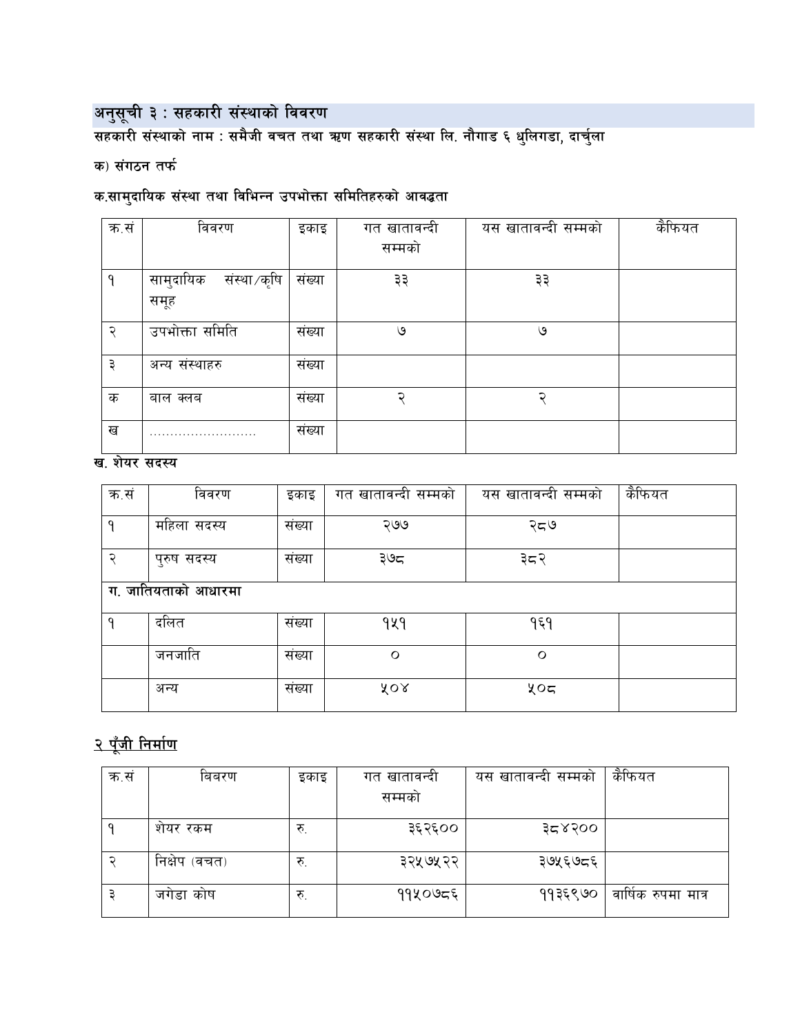## अनुसूची ३ : सहकारी संस्थाको विवरण

**सहकारी संस्थाको नाम : समैजी वचत तथा ऋण सहकारी संस्था लि. नौगाड ६ धुलिगडा, दार्चुला**

**क) संगठन तर्फ**

**क.सामुदायिक संस्था तथा विभिन्न उपभोक्ता समितिहरुको आवद्धता**

| क.सं | विवरण | इकाइ | गत खातावन्दी सम्मको | यस खातावन्दी सम्मको | कैफियत |
|---|---|---|---|---|---|
| १ | सामुदायिक संस्था/कृषि समूह | संख्या | ३३ | ३३ | |
| २ | उपभोक्ता समिति | संख्या | ७ | ७ | |
| ३ | अन्य संस्थाहरु | संख्या | | | |
| क | बाल क्लब | संख्या | २ | २ | |
| ख | ........................ | संख्या | | | |

**ख. शेयर सदस्य**

| क.सं | विवरण | इकाइ | गत खातावन्दी सम्मको | यस खातावन्दी सम्मको | कैफियत |
|---|---|---|---|---|---|
| १ | महिला सदस्य | संख्या | २७७ | २८७ | |
| २ | पुरुष सदस्य | संख्या | ३७८ | ३८२ | |
| **ग. जातियताको आधारमा** | | | | | |
| १ | दलित | संख्या | १५१ | १६१ | |
| | जनजाति | संख्या | ० | ० | |
| | अन्य | संख्या | ५०४ | ५०८ | |

## <u>२ पूँजी निर्माण</u>

| क.सं | बिवरण | इकाइ | गत खातावन्दी सम्मको | यस खातावन्दी सम्मको | कैफियत |
|---|---|---|---|---|---|
| १ | शेयर रकम | रु. | ३६२६०० | ३८४२०० | |
| २ | निक्षेप (वचत) | रु. | ३२५७५२२ | ३७५६७८६ | |
| ३ | जगेडा कोष | रु. | ११५०७८६ | ११३६९७० | वार्षिक रुपमा मात्र |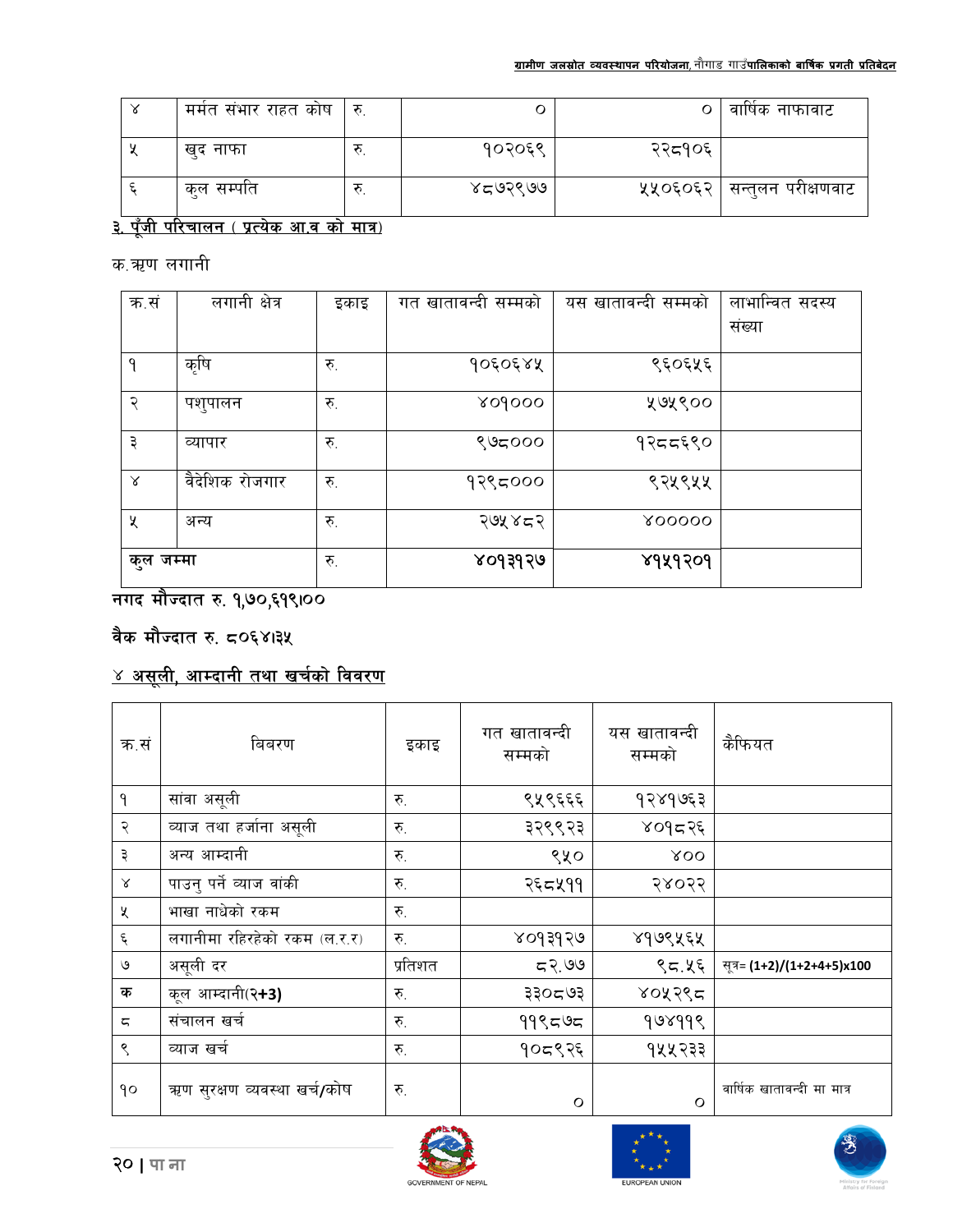| ४ | मर्मत संभार राहत कोष | रु. | ० | ० | वार्षिक नाफावाट |
|---|---|---|---|---|---|
| ५ | खुद नाफा | रु. | १०२०६९ | २२८१०६ | |
| ६ | कुल सम्पति | रु. | ४८७२९७७ | ५५०६०६२ | सन्तुलन परीक्षणवाट |

## ३. पूँजी परिचालन ( प्रत्येक आ.व को मात्र)

क.ऋण लगानी

| क्र.सं | लगानी क्षेत्र | इकाइ | गत खातावन्दी सम्मको | यस खातावन्दी सम्मको | लाभान्वित सदस्य संख्या |
|---|---|---|---|---|---|
| १ | कृषि | रु. | १०६०६४५ | ९६०६५६ | |
| २ | पशुपालन | रु. | ४०१००० | ५७५९०० | |
| ३ | व्यापार | रु. | ९७८००० | १२८८६९० | |
| ४ | वैदेशिक रोजगार | रु. | १२९८००० | ९२५९५५ | |
| ५ | अन्य | रु. | २७५४८२ | ४००००० | |
| कुल जम्मा | | रु. | ४०१३१२७ | ४१५१२०१ | |

**नगद मौज्दात रु. १,७०,६१९।००**

**वैक मौज्दात रु. ८०६४।३५**

## ४ असूली, आम्दानी तथा खर्चको विवरण

| क्र.सं | बिवरण | इकाइ | गत खातावन्दी सम्मको | यस खातावन्दी सम्मको | कैफियत |
|---|---|---|---|---|---|
| १ | सांवा असूली | रु. | ९५९६६६ | १२४१७६३ | |
| २ | व्याज तथा हर्जाना असूली | रु. | ३२९९२३ | ४०१८२६ | |
| ३ | अन्य आम्दानी | रु. | ९५० | ४०० | |
| ४ | पाउनु पर्ने व्याज वांकी | रु. | २६८५११ | २४०२२ | |
| ५ | भाखा नाधेको रकम | रु. | | | |
| ६ | लगानीमा रहिरहेको रकम (ल.र.र) | रु. | ४०१३१२७ | ४१७९५६५ | |
| ७ | असूली दर | प्रतिशत | ८२.७७ | ९८.५६ | सूत्र= **(1+2)/(1+2+4+5)x100** |
| **क** | कूल आम्दानी(२**+3)** | रु. | ३३०८७३ | ४०५२९८ | |
| ८ | संचालन खर्च | रु. | ११९८७८ | १७४११९ | |
| ९ | व्याज खर्च | रु. | १०८९२६ | १५५२३३ | |
| १० | ऋण सुरक्षण व्यवस्था खर्च/कोष | रु. | ० | ० | वार्षिक खातावन्दी मा मात्र |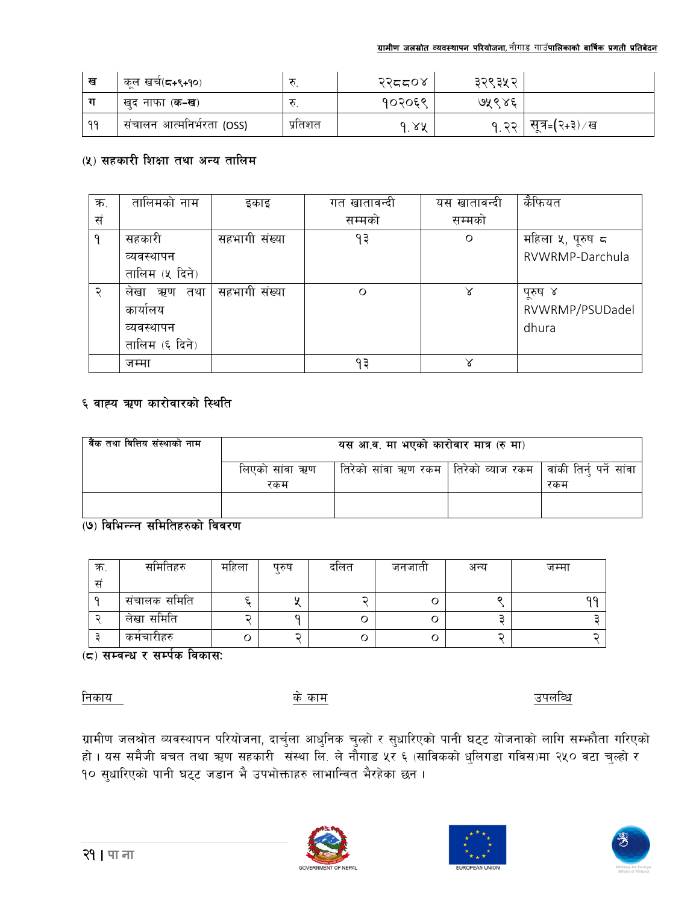| ख | कूल खर्च(८+९+१०) | रु. | २२८८०४ | ३२९३५२ | |
|---|---|---|---|---|---|
| ग | खुद नाफा (क-ख) | रु. | १०२०६९ | ७५९४६ | |
| ११ | संचालन आत्मनिर्भरता (OSS) | प्रतिशत | १.४५ | १.२२ | सूत्र=(२+३)/ख |

**(५) सहकारी शिक्षा तथा अन्य तालिम**

| क्र. सं | तालिमको नाम | इकाइ | गत खातावन्दी सम्मको | यस खातावन्दी सम्मको | कैफियत |
|---|---|---|---|---|---|
| १ | सहकारी व्यवस्थापन तालिम (५ दिने) | सहभागी संख्या | १३ | ० | महिला ५, पूरुष ८ RVWRMP-Darchula |
| २ | लेखा ऋण तथा कार्यालय व्यवस्थापन तालिम (६ दिने) | सहभागी संख्या | ० | ४ | पूरुष ४ RVWRMP/PSUDadeldhura |
| | जम्मा | | १३ | ४ | |

**६ वाह्य ऋण कारोवारको स्थिति**

| वैंक तथा वित्तिय संस्थाको नाम | यस आ.व. मा भएको कारोवार मात्र (रु मा) | | | |
|---|---|---|---|---|
| | लिएको सांवा ऋण रकम | तिरेको सांवा ऋण रकम | तिरेको व्याज रकम | वांकी तिर्नु पर्ने सांवा रकम |
| | | | | |

**(७) विभिन्न्न समितिहरुको विवरण**

| क्र. सं | समितिहरु | महिला | पुरुष | दलित | जनजाती | अन्य | जम्मा |
|---|---|---|---|---|---|---|---|
| १ | संचालक समिति | ६ | ५ | २ | ० | ९ | ११ |
| २ | लेखा समिति | २ | १ | ० | ० | ३ | ३ |
| ३ | कर्मचारीहरु | ० | २ | ० | ० | २ | २ |

**(८) सम्वन्ध र सम्पर्क विकास:**

निकाय &emsp;&emsp;&emsp;&emsp; के काम &emsp;&emsp;&emsp;&emsp; उपलब्धि

ग्रामीण जलश्रोत व्यवस्थापन परियोजना, दार्चुला आधुनिक चुल्हो र सुधारिएको पानी घट्ट योजनाको लागि सम्झौता गरिएको हो । यस समैजी बचत तथा ऋण सहकारी संस्था लि. ले नौगाड ५र ६ (साविकको धुलिगडा गविस)मा २५० वटा चुल्हो र १० सुधारिएको पानी घट्ट जडान भै उपभोक्ताहरु लाभान्वित भैरहेका छन ।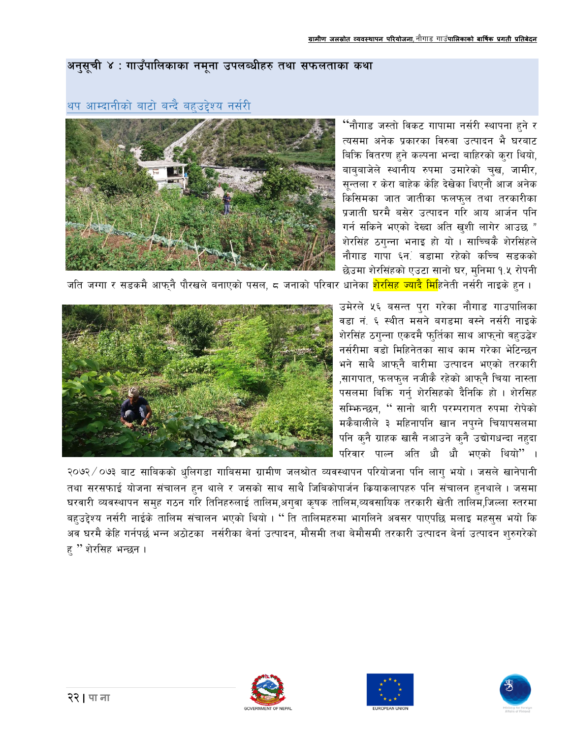## अनुसूची ४ : गाउँपालिकाका नमूना उपलब्धीहरु तथा सफलताका कथा

### थप आम्दानीको बाटो बन्दै बहुउद्देश्य नर्सरी

"नौगाड जस्तो विकट गापामा नर्सरी स्थापना हुने र त्यसमा अनेक प्रकारका विरुवा उत्पादन भै घरबाट बिक्रि वितरण हुने कल्पना भन्दा बाहिरको कुरा थियो, बाबुबाजेले स्थानीय रुपमा उमारेको चुख, जामीर, सून्तला र केरा बाहेक केहि देखेका थिएनौ आज अनेक किसिमका जात जातीका फलफुल तथा तरकारीका प्रजाती घरमै बसेर उत्पादन गरि आय आर्जन पनि गर्न सकिने भएको देख्दा अति खुशी लागेर आउछ " शेरसिंह ठगुन्ना भनाइ हो यो । साच्चिकै शेरसिंहले नौगाड गापा ६नं. वडामा रहेको कच्चि सडकको छेउमा शेरसिंहको एउटा सानो घर, मुनिमा १.५ रोपनी जति जग्गा र सडकमै आफ्नै पौरखले बनाएको पसल, ८ जनाको परिवार धानेका शेरसिह ज्यादै मिहिनेती नर्सरी नाइके हुन ।

उमेरले ५६ बसन्त पुरा गरेका नौगाड गाउपालिका वडा नं. ६ स्थीत मसने बगडमा वस्ने नर्सरी नाइके शेरसिंह ठगुन्ना एकदमै फुर्तिका साथ आफ्नो वहुउद्धेश नर्सरीमा वडो मिहिनेतका साथ काम गरेका भेटिन्छन भने साथै आफ्नै बारीमा उत्पादन भएको तरकारी ,सागपात, फलफुल नजीकै रहेको आफ्नै चिया नास्ता पसलमा बिक्रि गर्नु शेरसिहको दैनिकि हो । शेरसिह सम्झिन्छन, " सानो बारी परम्परागत रुपमा रोपेको मकैबालीले ३ महिनापनि खान नपुग्ने चियापसलमा पनि कुनै ग्राहक खासै नआउने कुनै उद्योगधन्दा नहुदा परिवार पाल्न अति धौ धौ भएको थियो" ।

२०७२/०७३ बाट साबिकको धुलिगडा गाबिसमा ग्रामीण जलश्रोत व्यवस्थापन परियोजना पनि लागु भयो । जसले खानेपानी तथा सरसफाई योजना संचालन हुन थाले र जसको साथ साथै जिबिकोपार्जन कियाकलापहरु पनि संचालन हुनथाले । जसमा घरवारी व्यवस्थापन समुह गठन गरि तिनिहरुलाई तालिम,अगुवा कृषक तालिम,व्यवसायिक तरकारी खेती तालिम,जिल्ला स्तरमा बहुउद्देश्य नर्सरी नाईके तालिम संचालन भएको थियो । " ति तालिमहरुमा भागलिने अवसर पाएपछि मलाइ महसुस भयो कि अब घरमै केहि गर्नपर्छ भन्न अठोटका नर्सरीका बेर्ना उत्पादन, मौसमी तथा बेमौसमी तरकारी उत्पादन बेर्ना उत्पादन शुरुगरेको हु " शेरसिह भन्छन ।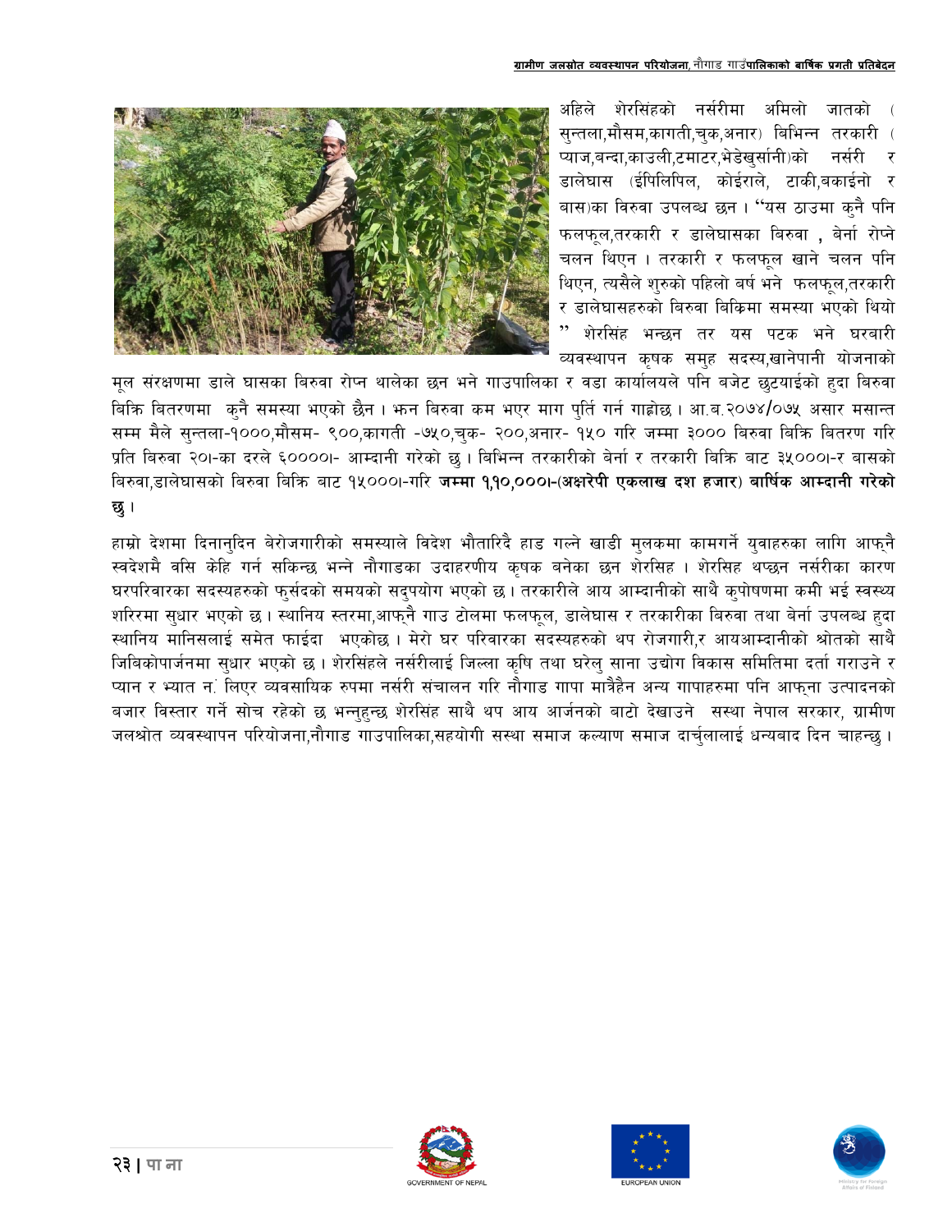अहिले शेरसिंहको नर्सरीमा अमिलो जातको (सुन्तला,मौसम,कागती,चुक,अनार) बिभिन्न तरकारी (प्याज,बन्दा,काउली,टमाटर,भेडेखुर्सानी)को नर्सरी र डालेघास (ईपिलिपिल, कोईराले, टाकी,बकाईनो र बास)का विरुवा उपलब्ध छन । "यस ठाउमा कुनै पनि फलफूल,तरकारी र डालेघासका बिरुवा , बेर्ना रोप्ने चलन थिएन । तरकारी र फलफूल खाने चलन पनि थिएन, त्यसैले शुरुको पहिलो बर्ष भने फलफूल,तरकारी र डालेघासहरुको बिरुवा बिक्रिमा समस्या भएको थियो " शेरसिंह भन्छन तर यस पटक भने घरबारी व्यवस्थापन कृषक समुह सदस्य,खानेपानी योजनाको मूल संरक्षणमा डाले घासका बिरुवा रोप्न थालेका छन भने गाउपालिका र वडा कार्यालयले पनि बजेट छुटयाईको हुदा बिरुवा बिक्रि बितरणमा कुनै समस्या भएको छैन । झन बिरुवा कम भएर माग पुर्ति गर्न गाह्रोछ । आ.ब.२०७४/०७५ असार मसान्त सम्म मैले सुन्तला-१०००,मौसम- ९००,कागती -७५०,चुक- २००,अनार- १५० गरि जम्मा ३००० बिरुवा बिक्रि बितरण गरि प्रति बिरुवा २०।-का दरले ६००००।- आम्दानी गरेको छु । बिभिन्न तरकारीको बेर्ना र तरकारी बिक्रि बाट ३५०००।-र बासको बिरुवा,डालेघासको बिरुवा बिक्रि बाट १५०००।-गरि **जम्मा १,१०,०००।-(अक्षरेपी एकलाख दश हजार) बार्षिक आम्दानी गरेको छु ।**

हाम्रो देशमा दिनानुदिन बेरोजगारीको समस्याले विदेश भौतारिदै हाड गल्ने खाडी मुलकमा कामगर्ने युवाहरुका लागि आफ्नै स्वदेशमै वसि केहि गर्न सकिन्छ भन्ने नौगाडका उदाहरणीय कृषक बनेका छन शेरसिह । शेरसिह थप्छन नर्सरीका कारण घरपरिवारका सदस्यहरुको फुर्सदको समयको सदुपयोग भएको छ । तरकारीले आय आम्दानीको साथै कुपोषणमा कमी भई स्वस्थ्य शरिरमा सुधार भएको छ । स्थानिय स्तरमा,आफ्नै गाउ टोलमा फलफूल, डालेघास र तरकारीका बिरुवा तथा बेर्ना उपलब्ध हुदा स्थानिय मानिसलाई समेत फाईदा भएकोछ । मेरो घर परिवारका सदस्यहरुको थप रोजगारी,र आयआम्दानीको श्रोतको साथै जिबिकोपार्जनमा सुधार भएको छ । शेरसिंहले नर्सरीलाई जिल्ला कृषि तथा घरेलु साना उद्योग विकास समितिमा दर्ता गराउने र प्यान र भ्याट नं. लिएर व्यवसायिक रुपमा नर्सरी संचालन गरि नौगाड गापा मात्रैहैन अन्य गापाहरुमा पनि आफ्ना उत्पादनको बजार विस्तार गर्ने सोच रहेको छ भन्नुहुन्छ शेरसिंह साथै थप आय आर्जनको बाटो देखाउने सस्था नेपाल सरकार, ग्रामीण जलश्रोत व्यवस्थापन परियोजना,नौगाड गाउपालिका,सहयोगी सस्था समाज कल्याण समाज दार्चुलालाई धन्यबाद दिन चाहन्छु ।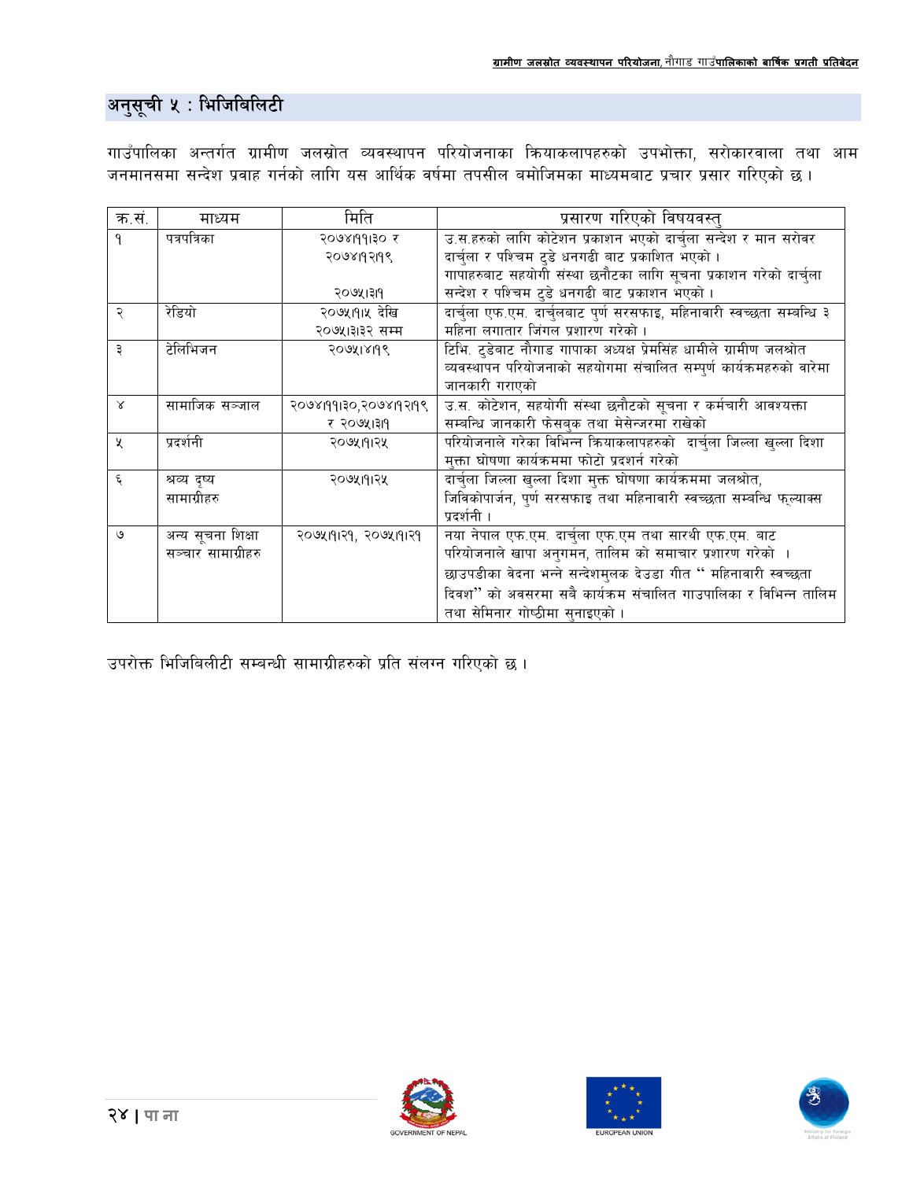## अनुसूची ५ : भिजिबिलिटी

गाउँपालिका अन्तर्गत ग्रामीण जलस्रोत व्यवस्थापन परियोजनाका क्रियाकलापहरुको उपभोक्ता, सरोकारवाला तथा आम जनमानसमा सन्देश प्रवाह गर्नको लागि यस आर्थिक वर्षमा तपसील बमोजिमका माध्यमबाट प्रचार प्रसार गरिएको छ ।

| क्र.सं. | माध्यम | मिति | प्रसारण गरिएको विषयवस्तु |
|---|---|---|---|
| १ | पत्रपत्रिका | २०७४।११।३० र २०७४।१२।१९<br><br>२०७५।३।१ | उ.स.हरुको लागि कोटेशन प्रकाशन भएको दार्चुला सन्देश र मान सरोवर दार्चुला र पश्चिम टुडे धनगढी बाट प्रकाशित भएको ।<br>गापाहरुबाट सहयोगी संस्था छनौटका लागि सूचना प्रकाशन गरेको दार्चुला सन्देश र पश्चिम टुडे धनगढी बाट प्रकाशन भएको । |
| २ | रेडियो | २०७५।१।५ देखि २०७५।३।३२ सम्म | दार्चुला एफ.एम. दार्चुलबाट पुर्ण सरसफाइ, महिनावारी स्वच्छता सम्बन्धि ३ महिना लगातार जिंगल प्रशारण गरेको । |
| ३ | टेलिभिजन | २०७५।४।१९ | टिभि. टुडेबाट नौगाड गापाका अध्यक्ष प्रेमसिंह धामीले ग्रामीण जलश्रोत व्यवस्थापन परियोजनाको सहयोगमा संचालित सम्पुर्ण कार्यक्रमहरुको वारेमा जानकारी गराएको |
| ४ | सामाजिक सञ्जाल | २०७४।११।३०,२०७४।१२।१९ र २०७५।३।१ | उ.स. कोटेशन, सहयोगी संस्था छनौटको सूचना र कर्मचारी आवश्यक्ता सम्बन्धि जानकारी फेसबुक तथा मेसेन्जरमा राखेको |
| ५ | प्रदर्शनी | २०७५।१।२५ | परियोजनाले गरेका विभिन्न क्रियाकलापहरुको दार्चुला जिल्ला खुल्ला दिशा मुक्ता घोषणा कार्यक्रममा फोटो प्रदर्शन गरेको |
| ६ | श्रव्य दृष्य सामाग्रीहरु | २०७५।१।२५ | दार्चुला जिल्ला खुल्ला दिशा मुक्त घोषणा कार्यक्रममा जलश्रोत, जिविकोपार्जन, पुर्ण सरसफाइ तथा महिनावारी स्वच्छता सम्बन्धि फ्ल्याक्स प्रदर्शनी । |
| ७ | अन्य सूचना शिक्षा सञ्चार सामाग्रीहरु | २०७५।१।२१, २०७५।१।२१ | नया नेपाल एफ.एम. दार्चुला एफ.एम तथा सारथी एफ.एम. बाट परियोजनाले खापा अनुगमन, तालिम को समाचार प्रशारण गरेको ।<br>छाउपडीका वेदना भन्ने सन्देशमुलक देउडा गीत " महिनावारी स्वच्छता दिवश" को अवसरमा सबै कार्यक्रम संचालित गाउपालिका र विभिन्न तालिम तथा सेमिनार गोष्ठीमा सुनाइएको । |

उपरोक्त भिजिबिलीटी सम्बन्धी सामाग्रीहरुको प्रति संलग्न गरिएको छ ।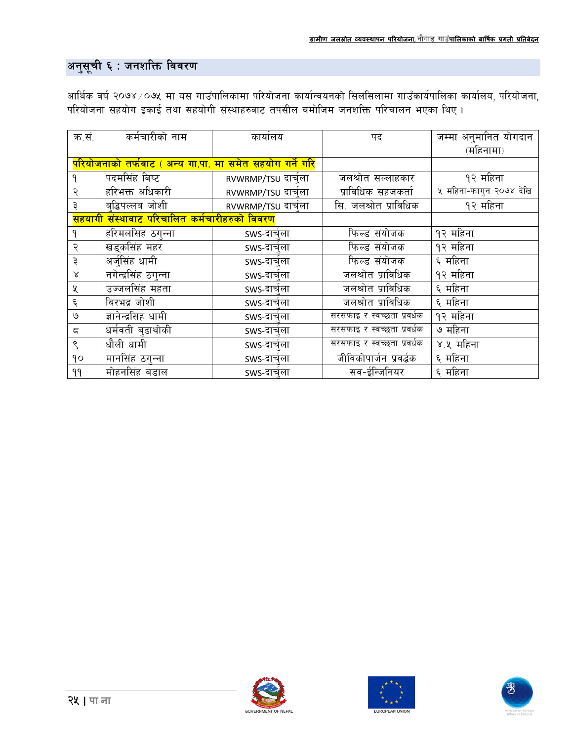## अनुसूची ६ : जनशक्ति विवरण

आर्थिक वर्ष २०७४/०७५ मा यस गाउँपालिकामा परियोजना कार्यान्वयनको सिलसिलामा गाउँकार्यपालिका कार्यालय, परियोजना, परियोजना सहयोग इकाई तथा सहयोगी संस्थाहरुवाट तपसील बमोजिम जनशक्ति परिचालन भएका थिए ।

| क्र.सं. | कर्मचारीको नाम | कार्यालय | पद | जम्मा अनुमानित योगदान (महिनामा) |
|---|---|---|---|---|
| **परियोजनाको तर्फवाट ( अन्य गा.पा. मा समेत सहयोग गर्ने गरि** | | | | |
| १ | पदमसिंह बिष्ट | RVWRMP/TSU दार्चुला | जलश्रोत सल्लाहकार | १२ महिना |
| २ | हरिभक्त अधिकारी | RVWRMP/TSU दार्चुला | प्राविधिक सहजकर्ता | ५ महिना-फागुन २०७४ देखि |
| ३ | बुद्धिपल्लब जोशी | RVWRMP/TSU दार्चुला | सि. जलश्रोत प्राविधिक | १२ महिना |
| **सहयागी संस्थावाट परिचालित कर्मचारीहरुको विवरण** | | | | |
| १ | हरिमलसिंह ठगुन्ना | SWS-दार्चुला | फिल्ड संयोजक | १२ महिना |
| २ | खड्कसिंह महर | SWS-दार्चुला | फिल्ड संयोजक | १२ महिना |
| ३ | अर्जुसिंह धामी | SWS-दार्चुला | फिल्ड संयोजक | ६ महिना |
| ४ | नगेन्द्रसिंह ठगुन्ना | SWS-दार्चुला | जलश्रोत प्राविधिक | १२ महिना |
| ५ | उज्जलसिंह महता | SWS-दार्चुला | जलश्रोत प्राविधिक | ६ महिना |
| ६ | बिरभद्र जोशी | SWS-दार्चुला | जलश्रोत प्राविधिक | ६ महिना |
| ७ | ज्ञानेन्द्रसिह धामी | SWS-दार्चुला | सरसफाइ र स्वच्छता प्रवर्धक | १२ महिना |
| ८ | धर्मवती बुढाथोकी | SWS-दार्चुला | सरसफाइ र स्वच्छता प्रवर्धक | ७ महिना |
| ९ | धौली धामी | SWS-दार्चुला | सरसफाइ र स्वच्छता प्रवर्धक | ४.५ महिना |
| १० | मानसिंह ठगुन्ना | SWS-दार्चुला | जीविकोपार्जन प्रवर्द्धक | ६ महिना |
| ११ | मोहनसिंह बडाल | SWS-दार्चुला | सब-ईन्जिनियर | ६ महिना |